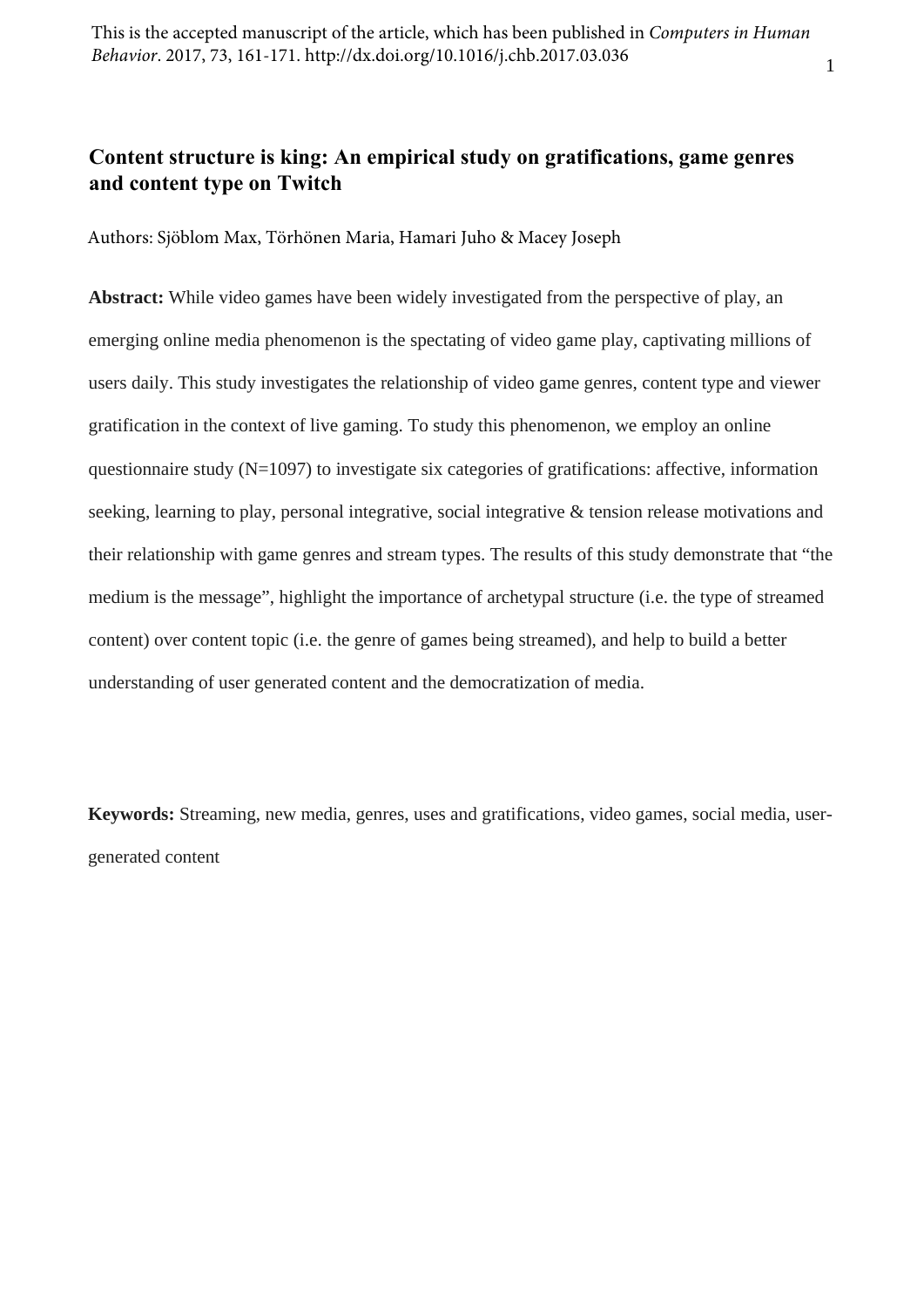This is the accepted manuscript of the article, which has been published in *Computers in Human Behavior*. 2017, 73, 161-171. http://dx.doi.org/10.1016/j.chb.2017.03.036

# Content structure is king: An empirical study on gratifications, game genres and content type on Twitch

Authors: Sjöblom Max, Törhönen Maria, Hamari Juho & Macey Joseph

**Abstract:** While video games have been widely investigated from the perspective of play, an emerging online media phenomenon is the spectating of video game play, captivating millions of users daily. This study investigates the relationship of video game genres, content type and viewer gratification in the context of live gaming. To study this phenomenon, we employ an online questionnaire study (N=1097) to investigate six categories of gratifications: affective, information seeking, learning to play, personal integrative, social integrative & tension release motivations and their relationship with game genres and stream types. The results of this study demonstrate that "the medium is the message", highlight the importance of archetypal structure (i.e. the type of streamed content) over content topic (i.e. the genre of games being streamed), and help to build a better understanding of user generated content and the democratization of media.

**Keywords:** Streaming, new media, genres, uses and gratifications, video games, social media, user-generated content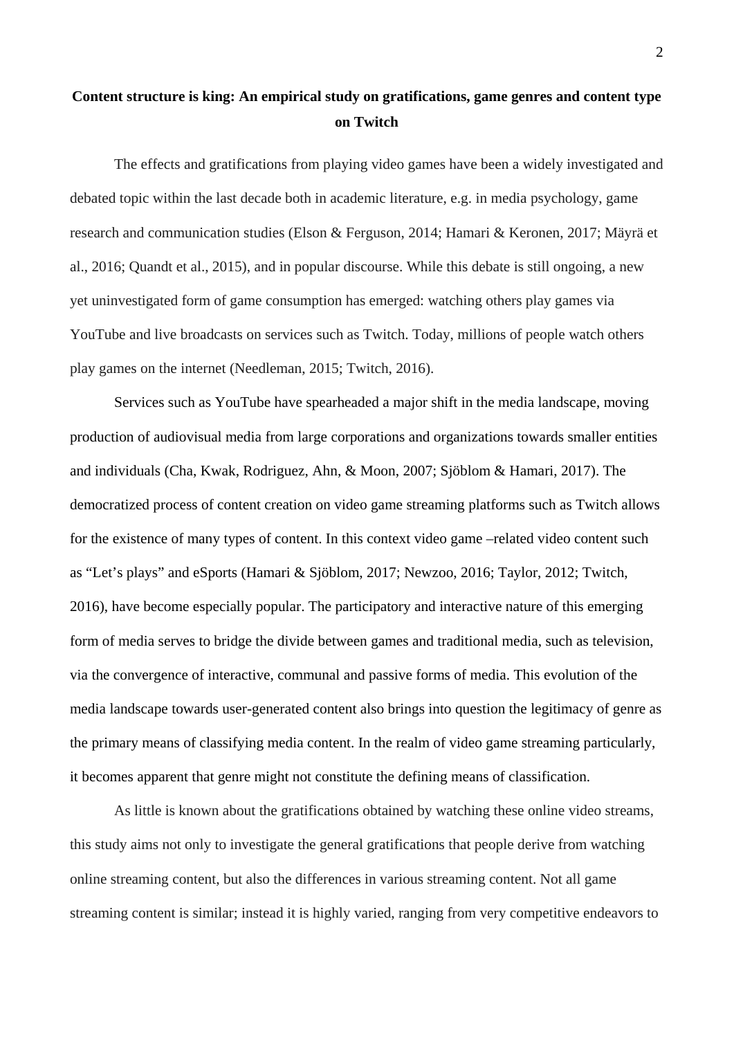# Content structure is king: An empirical study on gratifications, game genres and content type on Twitch

The effects and gratifications from playing video games have been a widely investigated and debated topic within the last decade both in academic literature, e.g. in media psychology, game research and communication studies (Elson & Ferguson, 2014; Hamari & Keronen, 2017; Mäyrä et al., 2016; Quandt et al., 2015), and in popular discourse. While this debate is still ongoing, a new yet uninvestigated form of game consumption has emerged: watching others play games via YouTube and live broadcasts on services such as Twitch. Today, millions of people watch others play games on the internet (Needleman, 2015; Twitch, 2016).

Services such as YouTube have spearheaded a major shift in the media landscape, moving production of audiovisual media from large corporations and organizations towards smaller entities and individuals (Cha, Kwak, Rodriguez, Ahn, & Moon, 2007; Sjöblom & Hamari, 2017). The democratized process of content creation on video game streaming platforms such as Twitch allows for the existence of many types of content. In this context video game –related video content such as "Let's plays" and eSports (Hamari & Sjöblom, 2017; Newzoo, 2016; Taylor, 2012; Twitch, 2016), have become especially popular. The participatory and interactive nature of this emerging form of media serves to bridge the divide between games and traditional media, such as television, via the convergence of interactive, communal and passive forms of media. This evolution of the media landscape towards user-generated content also brings into question the legitimacy of genre as the primary means of classifying media content. In the realm of video game streaming particularly, it becomes apparent that genre might not constitute the defining means of classification.

As little is known about the gratifications obtained by watching these online video streams, this study aims not only to investigate the general gratifications that people derive from watching online streaming content, but also the differences in various streaming content. Not all game streaming content is similar; instead it is highly varied, ranging from very competitive endeavors to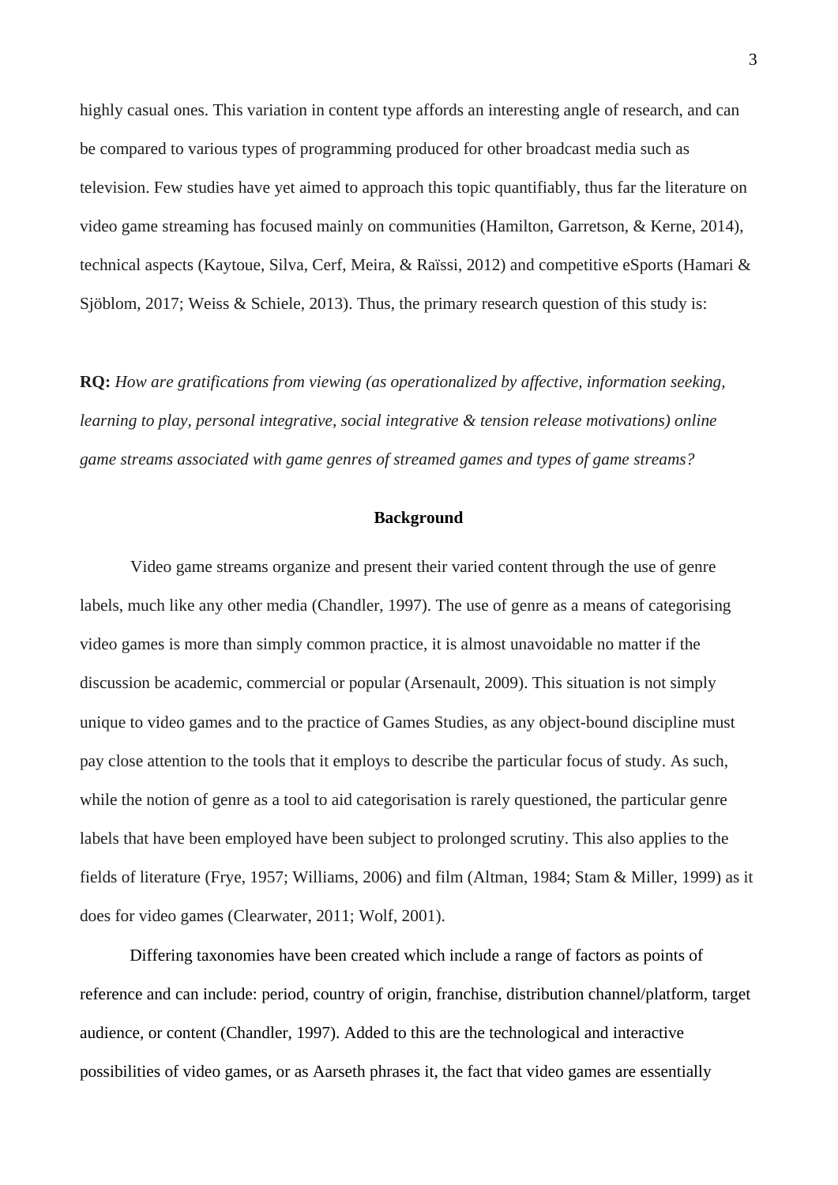highly casual ones. This variation in content type affords an interesting angle of research, and can be compared to various types of programming produced for other broadcast media such as television. Few studies have yet aimed to approach this topic quantifiably, thus far the literature on video game streaming has focused mainly on communities (Hamilton, Garretson, & Kerne, 2014), technical aspects (Kaytoue, Silva, Cerf, Meira, & Raïssi, 2012) and competitive eSports (Hamari & Sjöblom, 2017; Weiss & Schiele, 2013). Thus, the primary research question of this study is:

**RQ:** *How are gratifications from viewing (as operationalized by affective, information seeking, learning to play, personal integrative, social integrative & tension release motivations) online game streams associated with game genres of streamed games and types of game streams?*

## Background

Video game streams organize and present their varied content through the use of genre labels, much like any other media (Chandler, 1997). The use of genre as a means of categorising video games is more than simply common practice, it is almost unavoidable no matter if the discussion be academic, commercial or popular (Arsenault, 2009). This situation is not simply unique to video games and to the practice of Games Studies, as any object-bound discipline must pay close attention to the tools that it employs to describe the particular focus of study. As such, while the notion of genre as a tool to aid categorisation is rarely questioned, the particular genre labels that have been employed have been subject to prolonged scrutiny. This also applies to the fields of literature (Frye, 1957; Williams, 2006) and film (Altman, 1984; Stam & Miller, 1999) as it does for video games (Clearwater, 2011; Wolf, 2001).

Differing taxonomies have been created which include a range of factors as points of reference and can include: period, country of origin, franchise, distribution channel/platform, target audience, or content (Chandler, 1997). Added to this are the technological and interactive possibilities of video games, or as Aarseth phrases it, the fact that video games are essentially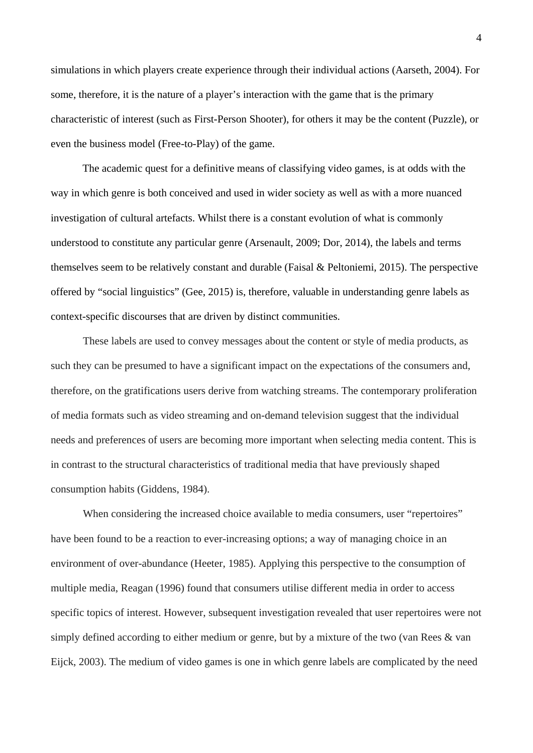simulations in which players create experience through their individual actions (Aarseth, 2004). For some, therefore, it is the nature of a player's interaction with the game that is the primary characteristic of interest (such as First-Person Shooter), for others it may be the content (Puzzle), or even the business model (Free-to-Play) of the game.

The academic quest for a definitive means of classifying video games, is at odds with the way in which genre is both conceived and used in wider society as well as with a more nuanced investigation of cultural artefacts. Whilst there is a constant evolution of what is commonly understood to constitute any particular genre (Arsenault, 2009; Dor, 2014), the labels and terms themselves seem to be relatively constant and durable (Faisal & Peltoniemi, 2015). The perspective offered by "social linguistics" (Gee, 2015) is, therefore, valuable in understanding genre labels as context-specific discourses that are driven by distinct communities.

These labels are used to convey messages about the content or style of media products, as such they can be presumed to have a significant impact on the expectations of the consumers and, therefore, on the gratifications users derive from watching streams. The contemporary proliferation of media formats such as video streaming and on-demand television suggest that the individual needs and preferences of users are becoming more important when selecting media content. This is in contrast to the structural characteristics of traditional media that have previously shaped consumption habits (Giddens, 1984).

When considering the increased choice available to media consumers, user "repertoires" have been found to be a reaction to ever-increasing options; a way of managing choice in an environment of over-abundance (Heeter, 1985). Applying this perspective to the consumption of multiple media, Reagan (1996) found that consumers utilise different media in order to access specific topics of interest. However, subsequent investigation revealed that user repertoires were not simply defined according to either medium or genre, but by a mixture of the two (van Rees & van Eijck, 2003). The medium of video games is one in which genre labels are complicated by the need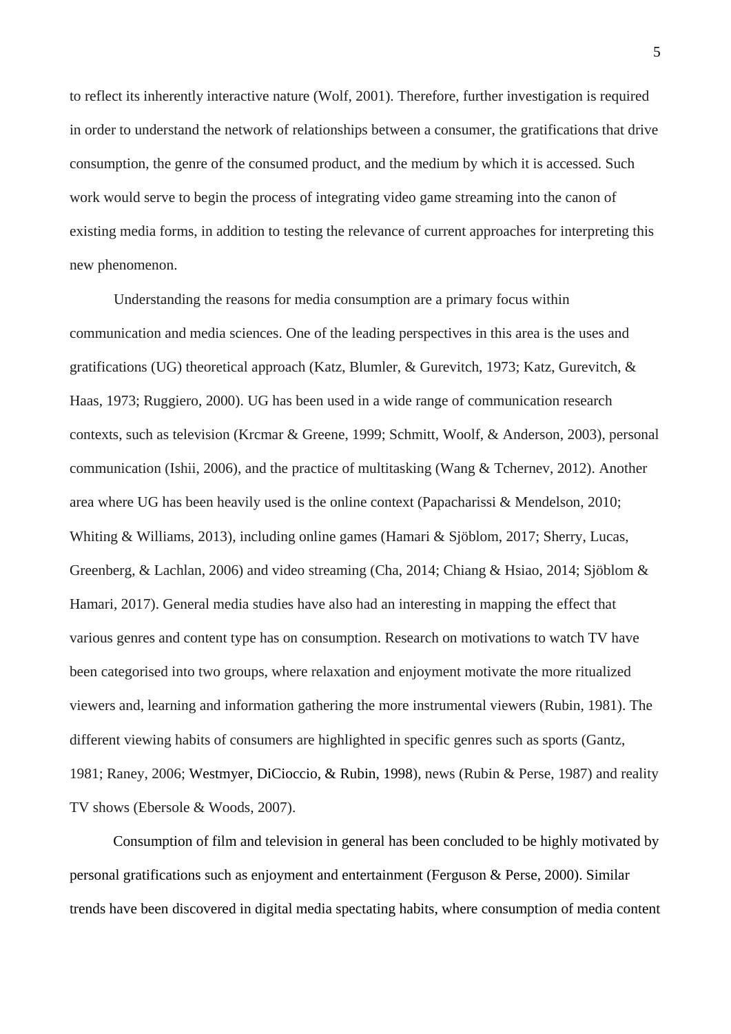to reflect its inherently interactive nature (Wolf, 2001). Therefore, further investigation is required in order to understand the network of relationships between a consumer, the gratifications that drive consumption, the genre of the consumed product, and the medium by which it is accessed. Such work would serve to begin the process of integrating video game streaming into the canon of existing media forms, in addition to testing the relevance of current approaches for interpreting this new phenomenon.

Understanding the reasons for media consumption are a primary focus within communication and media sciences. One of the leading perspectives in this area is the uses and gratifications (UG) theoretical approach (Katz, Blumler, & Gurevitch, 1973; Katz, Gurevitch, & Haas, 1973; Ruggiero, 2000). UG has been used in a wide range of communication research contexts, such as television (Krcmar & Greene, 1999; Schmitt, Woolf, & Anderson, 2003), personal communication (Ishii, 2006), and the practice of multitasking (Wang & Tchernev, 2012). Another area where UG has been heavily used is the online context (Papacharissi & Mendelson, 2010; Whiting & Williams, 2013), including online games (Hamari & Sjöblom, 2017; Sherry, Lucas, Greenberg, & Lachlan, 2006) and video streaming (Cha, 2014; Chiang & Hsiao, 2014; Sjöblom & Hamari, 2017). General media studies have also had an interesting in mapping the effect that various genres and content type has on consumption. Research on motivations to watch TV have been categorised into two groups, where relaxation and enjoyment motivate the more ritualized viewers and, learning and information gathering the more instrumental viewers (Rubin, 1981). The different viewing habits of consumers are highlighted in specific genres such as sports (Gantz, 1981; Raney, 2006; Westmyer, DiCioccio, & Rubin, 1998), news (Rubin & Perse, 1987) and reality TV shows (Ebersole & Woods, 2007).

Consumption of film and television in general has been concluded to be highly motivated by personal gratifications such as enjoyment and entertainment (Ferguson & Perse, 2000). Similar trends have been discovered in digital media spectating habits, where consumption of media content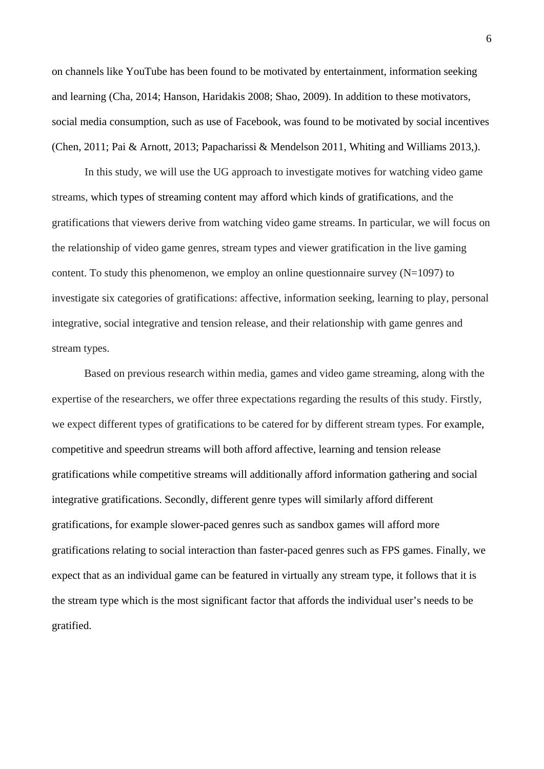on channels like YouTube has been found to be motivated by entertainment, information seeking and learning (Cha, 2014; Hanson, Haridakis 2008; Shao, 2009). In addition to these motivators, social media consumption, such as use of Facebook, was found to be motivated by social incentives (Chen, 2011; Pai & Arnott, 2013; Papacharissi & Mendelson 2011, Whiting and Williams 2013,).

In this study, we will use the UG approach to investigate motives for watching video game streams, which types of streaming content may afford which kinds of gratifications, and the gratifications that viewers derive from watching video game streams. In particular, we will focus on the relationship of video game genres, stream types and viewer gratification in the live gaming content. To study this phenomenon, we employ an online questionnaire survey (N=1097) to investigate six categories of gratifications: affective, information seeking, learning to play, personal integrative, social integrative and tension release, and their relationship with game genres and stream types.

Based on previous research within media, games and video game streaming, along with the expertise of the researchers, we offer three expectations regarding the results of this study. Firstly, we expect different types of gratifications to be catered for by different stream types. For example, competitive and speedrun streams will both afford affective, learning and tension release gratifications while competitive streams will additionally afford information gathering and social integrative gratifications. Secondly, different genre types will similarly afford different gratifications, for example slower-paced genres such as sandbox games will afford more gratifications relating to social interaction than faster-paced genres such as FPS games. Finally, we expect that as an individual game can be featured in virtually any stream type, it follows that it is the stream type which is the most significant factor that affords the individual user's needs to be gratified.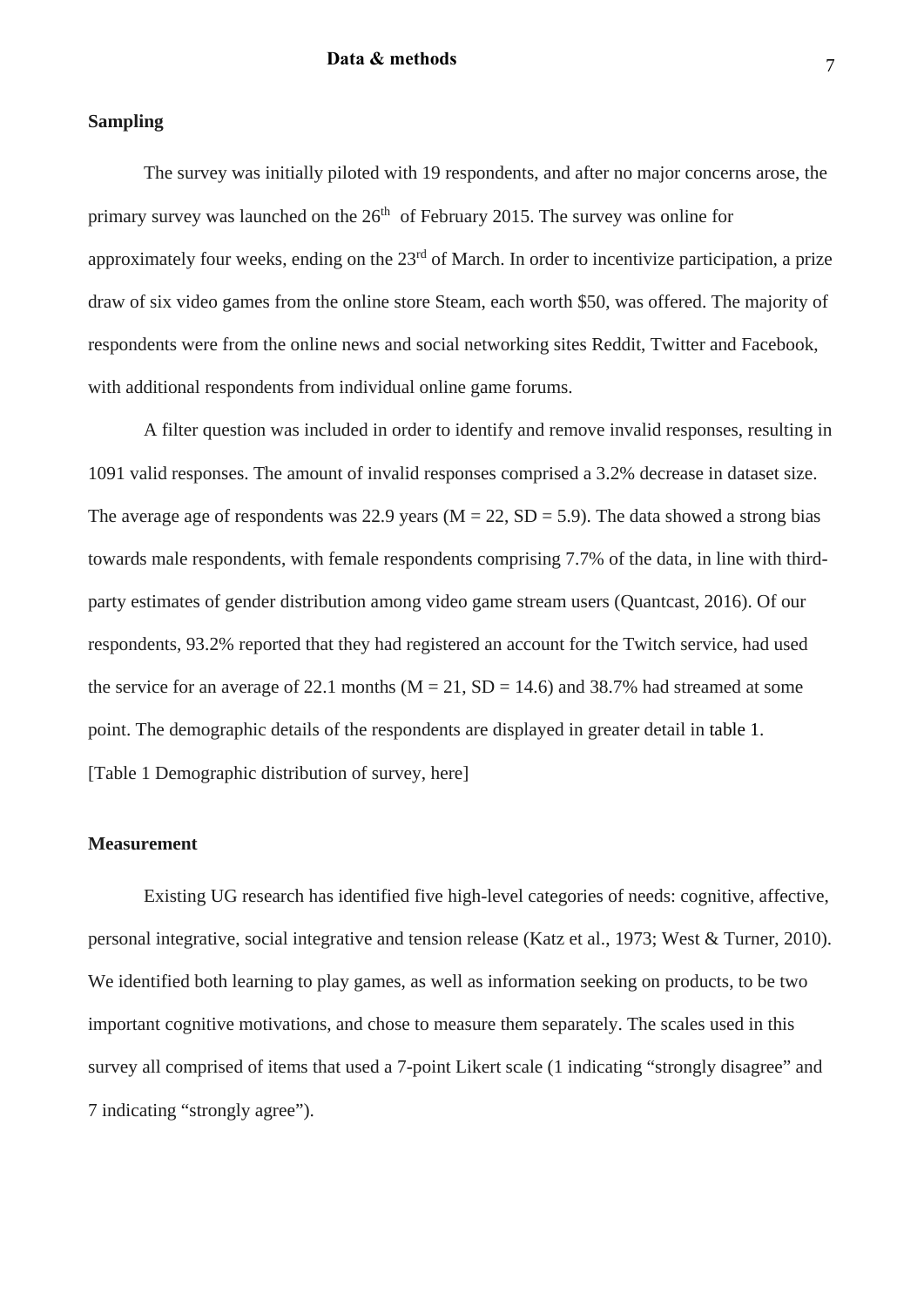## Data & methods

### Sampling

The survey was initially piloted with 19 respondents, and after no major concerns arose, the primary survey was launched on the 26th of February 2015. The survey was online for approximately four weeks, ending on the 23rd of March. In order to incentivize participation, a prize draw of six video games from the online store Steam, each worth $50, was offered. The majority of respondents were from the online news and social networking sites Reddit, Twitter and Facebook, with additional respondents from individual online game forums.

A filter question was included in order to identify and remove invalid responses, resulting in 1091 valid responses. The amount of invalid responses comprised a 3.2% decrease in dataset size. The average age of respondents was 22.9 years (M = 22, SD = 5.9). The data showed a strong bias towards male respondents, with female respondents comprising 7.7% of the data, in line with third-party estimates of gender distribution among video game stream users (Quantcast, 2016). Of our respondents, 93.2% reported that they had registered an account for the Twitch service, had used the service for an average of 22.1 months (M = 21, SD = 14.6) and 38.7% had streamed at some point. The demographic details of the respondents are displayed in greater detail in table 1.

[Table 1 Demographic distribution of survey, here]

### Measurement

Existing UG research has identified five high-level categories of needs: cognitive, affective, personal integrative, social integrative and tension release (Katz et al., 1973; West & Turner, 2010). We identified both learning to play games, as well as information seeking on products, to be two important cognitive motivations, and chose to measure them separately. The scales used in this survey all comprised of items that used a 7-point Likert scale (1 indicating "strongly disagree" and 7 indicating "strongly agree").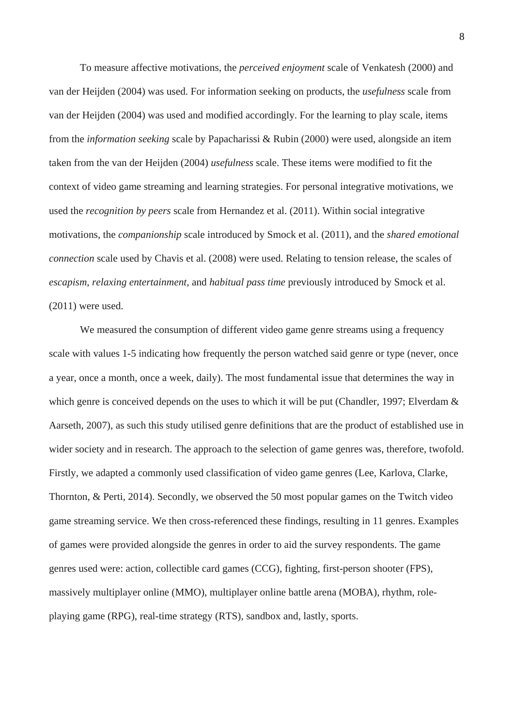To measure affective motivations, the *perceived enjoyment* scale of Venkatesh (2000) and van der Heijden (2004) was used. For information seeking on products, the *usefulness* scale from van der Heijden (2004) was used and modified accordingly. For the learning to play scale, items from the *information seeking* scale by Papacharissi & Rubin (2000) were used, alongside an item taken from the van der Heijden (2004) *usefulness* scale. These items were modified to fit the context of video game streaming and learning strategies. For personal integrative motivations, we used the *recognition by peers* scale from Hernandez et al. (2011). Within social integrative motivations, the *companionship* scale introduced by Smock et al. (2011), and the *shared emotional connection* scale used by Chavis et al. (2008) were used. Relating to tension release, the scales of *escapism*, *relaxing entertainment*, and *habitual pass time* previously introduced by Smock et al. (2011) were used.

We measured the consumption of different video game genre streams using a frequency scale with values 1-5 indicating how frequently the person watched said genre or type (never, once a year, once a month, once a week, daily). The most fundamental issue that determines the way in which genre is conceived depends on the uses to which it will be put (Chandler, 1997; Elverdam & Aarseth, 2007), as such this study utilised genre definitions that are the product of established use in wider society and in research. The approach to the selection of game genres was, therefore, twofold. Firstly, we adapted a commonly used classification of video game genres (Lee, Karlova, Clarke, Thornton, & Perti, 2014). Secondly, we observed the 50 most popular games on the Twitch video game streaming service. We then cross-referenced these findings, resulting in 11 genres. Examples of games were provided alongside the genres in order to aid the survey respondents. The game genres used were: action, collectible card games (CCG), fighting, first-person shooter (FPS), massively multiplayer online (MMO), multiplayer online battle arena (MOBA), rhythm, role-playing game (RPG), real-time strategy (RTS), sandbox and, lastly, sports.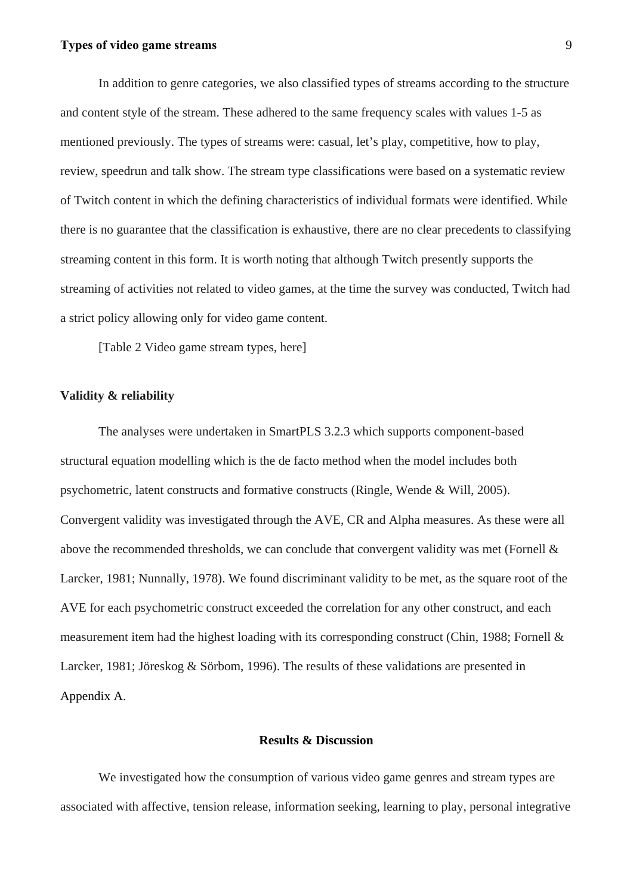### Types of video game streams

In addition to genre categories, we also classified types of streams according to the structure and content style of the stream. These adhered to the same frequency scales with values 1-5 as mentioned previously. The types of streams were: casual, let's play, competitive, how to play, review, speedrun and talk show. The stream type classifications were based on a systematic review of Twitch content in which the defining characteristics of individual formats were identified. While there is no guarantee that the classification is exhaustive, there are no clear precedents to classifying streaming content in this form. It is worth noting that although Twitch presently supports the streaming of activities not related to video games, at the time the survey was conducted, Twitch had a strict policy allowing only for video game content.

[Table 2 Video game stream types, here]

### Validity & reliability

The analyses were undertaken in SmartPLS 3.2.3 which supports component-based structural equation modelling which is the de facto method when the model includes both psychometric, latent constructs and formative constructs (Ringle, Wende & Will, 2005). Convergent validity was investigated through the AVE, CR and Alpha measures. As these were all above the recommended thresholds, we can conclude that convergent validity was met (Fornell & Larcker, 1981; Nunnally, 1978). We found discriminant validity to be met, as the square root of the AVE for each psychometric construct exceeded the correlation for any other construct, and each measurement item had the highest loading with its corresponding construct (Chin, 1988; Fornell & Larcker, 1981; Jöreskog & Sörbom, 1996). The results of these validations are presented in Appendix A.

## Results & Discussion

We investigated how the consumption of various video game genres and stream types are associated with affective, tension release, information seeking, learning to play, personal integrative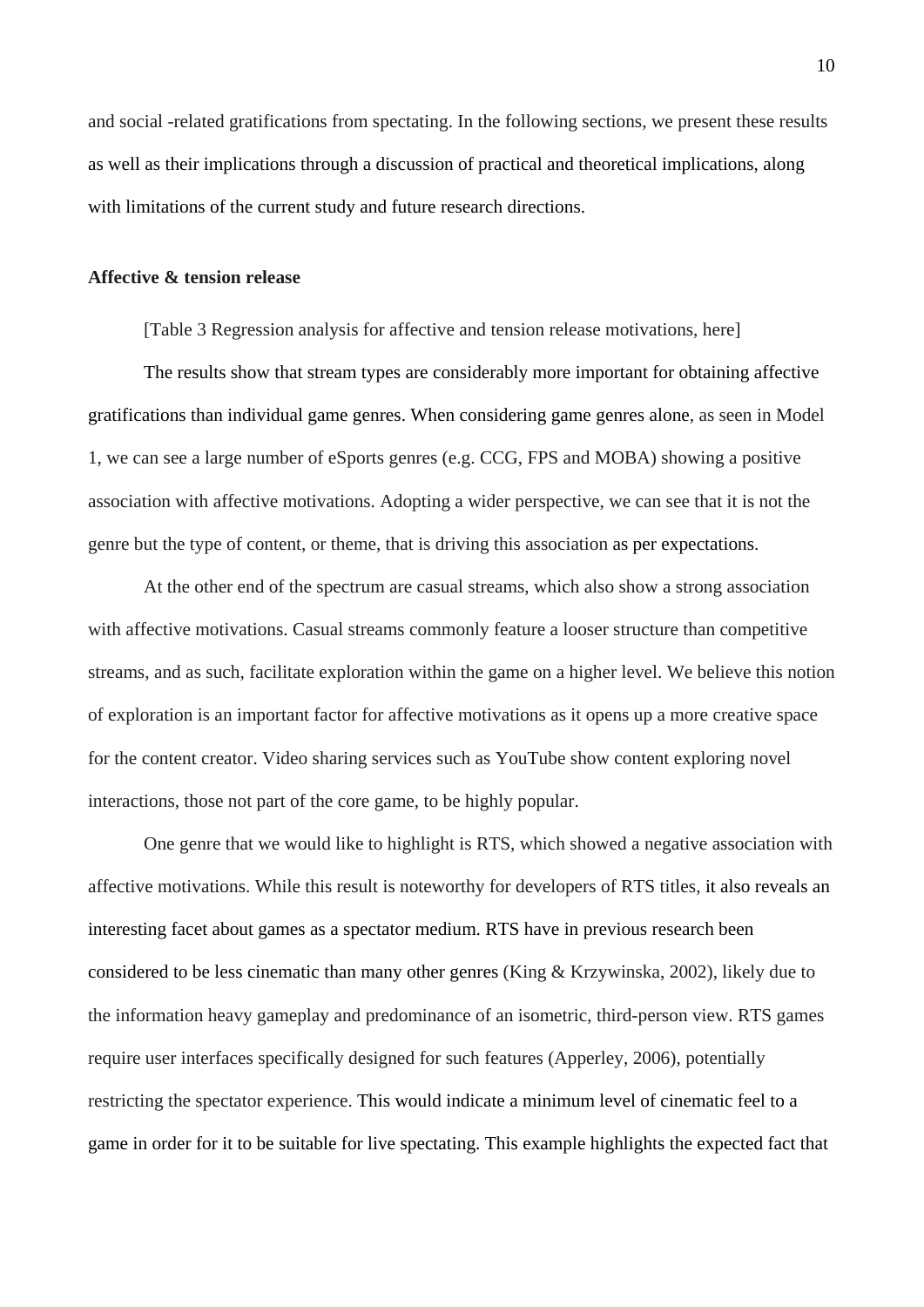and social -related gratifications from spectating. In the following sections, we present these results as well as their implications through a discussion of practical and theoretical implications, along with limitations of the current study and future research directions.

### Affective & tension release

[Table 3 Regression analysis for affective and tension release motivations, here]

The results show that stream types are considerably more important for obtaining affective gratifications than individual game genres. When considering game genres alone, as seen in Model 1, we can see a large number of eSports genres (e.g. CCG, FPS and MOBA) showing a positive association with affective motivations. Adopting a wider perspective, we can see that it is not the genre but the type of content, or theme, that is driving this association as per expectations.

At the other end of the spectrum are casual streams, which also show a strong association with affective motivations. Casual streams commonly feature a looser structure than competitive streams, and as such, facilitate exploration within the game on a higher level. We believe this notion of exploration is an important factor for affective motivations as it opens up a more creative space for the content creator. Video sharing services such as YouTube show content exploring novel interactions, those not part of the core game, to be highly popular.

One genre that we would like to highlight is RTS, which showed a negative association with affective motivations. While this result is noteworthy for developers of RTS titles, it also reveals an interesting facet about games as a spectator medium. RTS have in previous research been considered to be less cinematic than many other genres (King & Krzywinska, 2002), likely due to the information heavy gameplay and predominance of an isometric, third-person view. RTS games require user interfaces specifically designed for such features (Apperley, 2006), potentially restricting the spectator experience. This would indicate a minimum level of cinematic feel to a game in order for it to be suitable for live spectating. This example highlights the expected fact that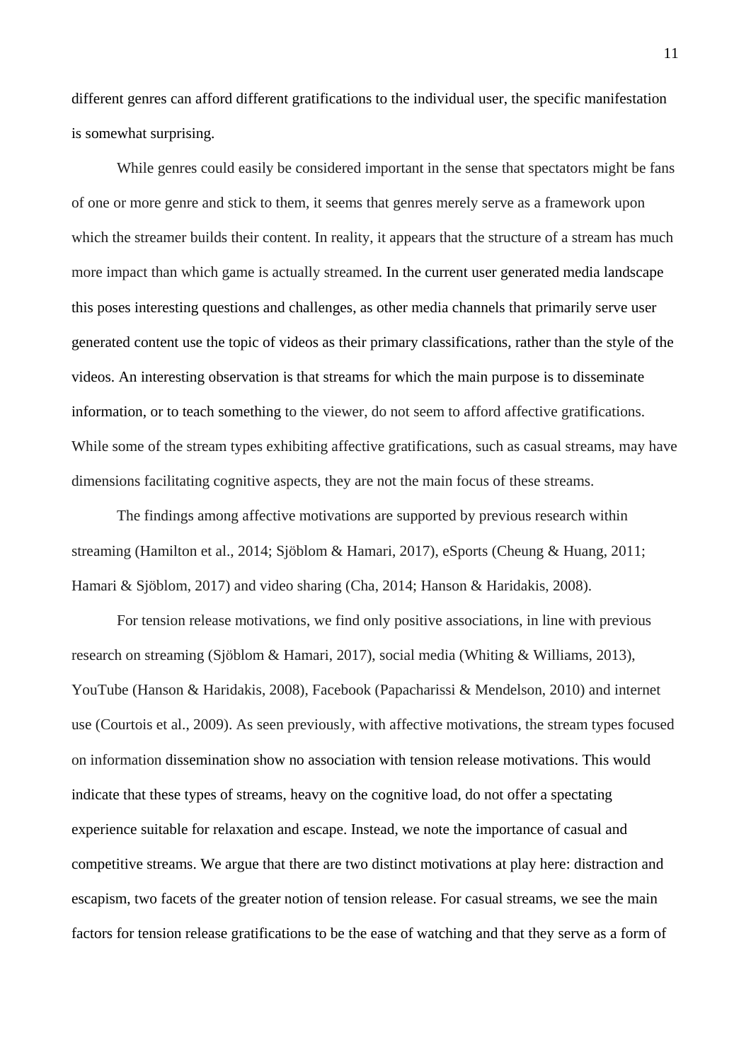different genres can afford different gratifications to the individual user, the specific manifestation is somewhat surprising.

While genres could easily be considered important in the sense that spectators might be fans of one or more genre and stick to them, it seems that genres merely serve as a framework upon which the streamer builds their content. In reality, it appears that the structure of a stream has much more impact than which game is actually streamed. In the current user generated media landscape this poses interesting questions and challenges, as other media channels that primarily serve user generated content use the topic of videos as their primary classifications, rather than the style of the videos. An interesting observation is that streams for which the main purpose is to disseminate information, or to teach something to the viewer, do not seem to afford affective gratifications. While some of the stream types exhibiting affective gratifications, such as casual streams, may have dimensions facilitating cognitive aspects, they are not the main focus of these streams.

The findings among affective motivations are supported by previous research within streaming (Hamilton et al., 2014; Sjöblom & Hamari, 2017), eSports (Cheung & Huang, 2011; Hamari & Sjöblom, 2017) and video sharing (Cha, 2014; Hanson & Haridakis, 2008).

For tension release motivations, we find only positive associations, in line with previous research on streaming (Sjöblom & Hamari, 2017), social media (Whiting & Williams, 2013), YouTube (Hanson & Haridakis, 2008), Facebook (Papacharissi & Mendelson, 2010) and internet use (Courtois et al., 2009). As seen previously, with affective motivations, the stream types focused on information dissemination show no association with tension release motivations. This would indicate that these types of streams, heavy on the cognitive load, do not offer a spectating experience suitable for relaxation and escape. Instead, we note the importance of casual and competitive streams. We argue that there are two distinct motivations at play here: distraction and escapism, two facets of the greater notion of tension release. For casual streams, we see the main factors for tension release gratifications to be the ease of watching and that they serve as a form of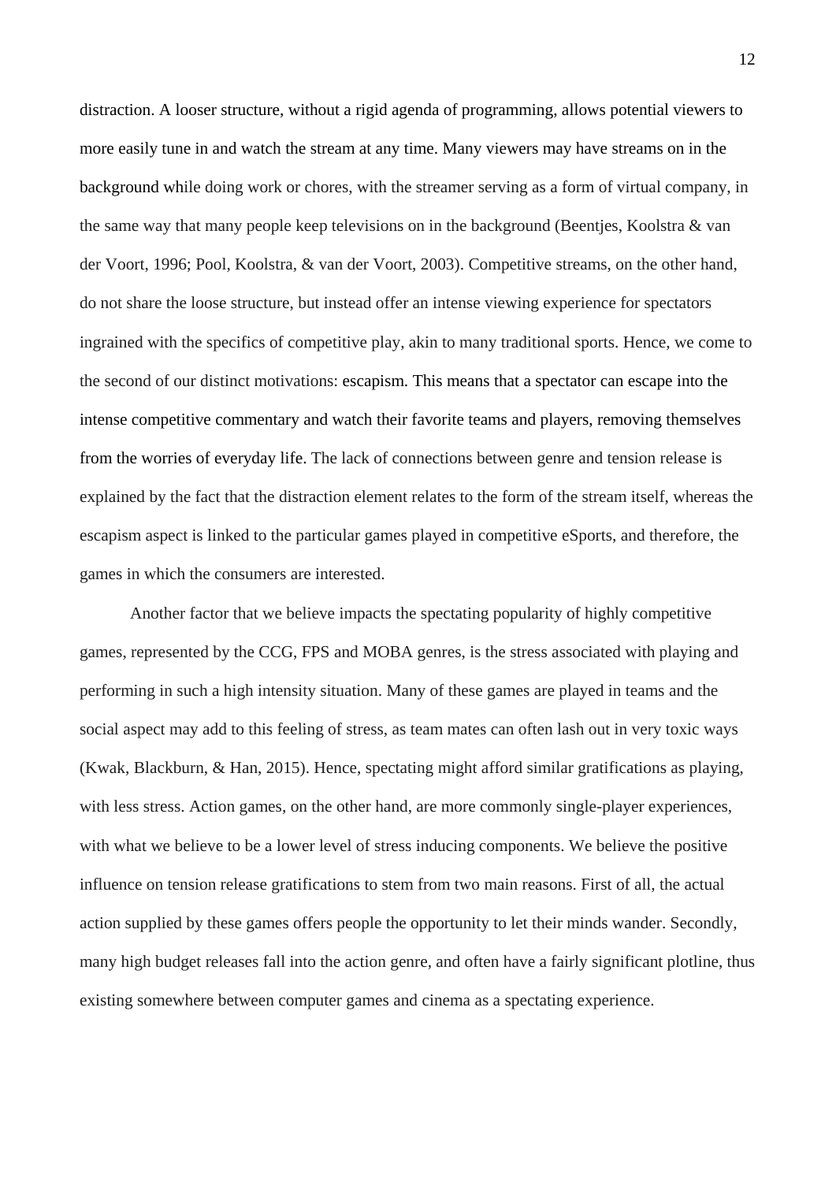distraction. A looser structure, without a rigid agenda of programming, allows potential viewers to more easily tune in and watch the stream at any time. Many viewers may have streams on in the background while doing work or chores, with the streamer serving as a form of virtual company, in the same way that many people keep televisions on in the background (Beentjes, Koolstra & van der Voort, 1996; Pool, Koolstra, & van der Voort, 2003). Competitive streams, on the other hand, do not share the loose structure, but instead offer an intense viewing experience for spectators ingrained with the specifics of competitive play, akin to many traditional sports. Hence, we come to the second of our distinct motivations: escapism. This means that a spectator can escape into the intense competitive commentary and watch their favorite teams and players, removing themselves from the worries of everyday life. The lack of connections between genre and tension release is explained by the fact that the distraction element relates to the form of the stream itself, whereas the escapism aspect is linked to the particular games played in competitive eSports, and therefore, the games in which the consumers are interested.

Another factor that we believe impacts the spectating popularity of highly competitive games, represented by the CCG, FPS and MOBA genres, is the stress associated with playing and performing in such a high intensity situation. Many of these games are played in teams and the social aspect may add to this feeling of stress, as team mates can often lash out in very toxic ways (Kwak, Blackburn, & Han, 2015). Hence, spectating might afford similar gratifications as playing, with less stress. Action games, on the other hand, are more commonly single-player experiences, with what we believe to be a lower level of stress inducing components. We believe the positive influence on tension release gratifications to stem from two main reasons. First of all, the actual action supplied by these games offers people the opportunity to let their minds wander. Secondly, many high budget releases fall into the action genre, and often have a fairly significant plotline, thus existing somewhere between computer games and cinema as a spectating experience.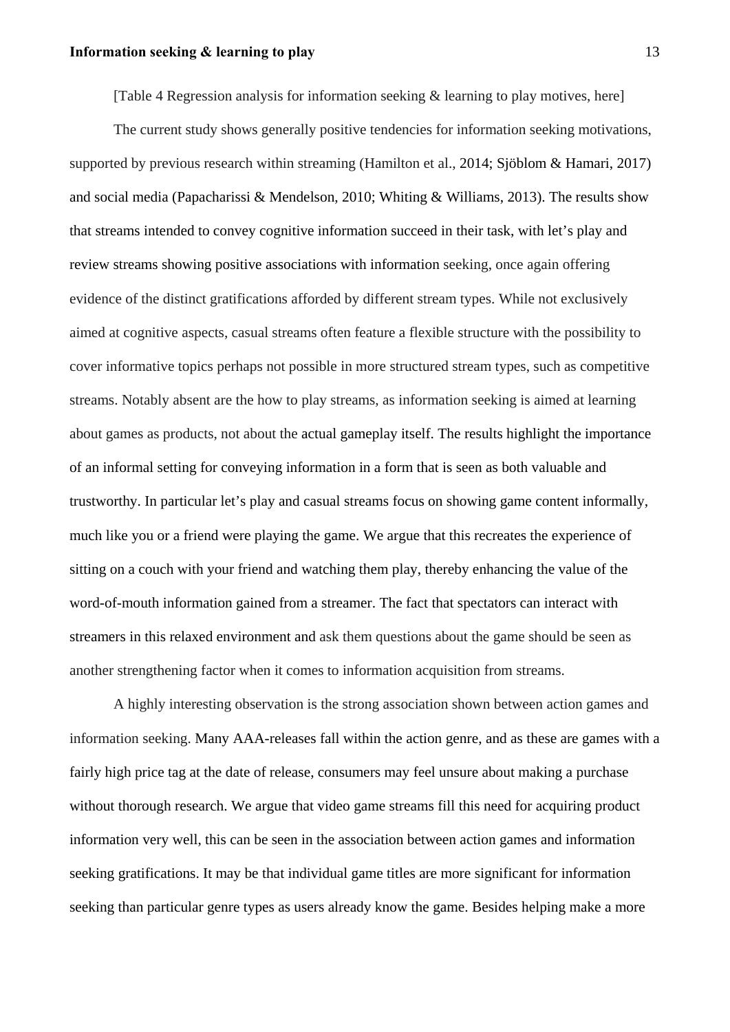[Table 4 Regression analysis for information seeking & learning to play motives, here]

The current study shows generally positive tendencies for information seeking motivations, supported by previous research within streaming (Hamilton et al., 2014; Sjöblom & Hamari, 2017) and social media (Papacharissi & Mendelson, 2010; Whiting & Williams, 2013). The results show that streams intended to convey cognitive information succeed in their task, with let's play and review streams showing positive associations with information seeking, once again offering evidence of the distinct gratifications afforded by different stream types. While not exclusively aimed at cognitive aspects, casual streams often feature a flexible structure with the possibility to cover informative topics perhaps not possible in more structured stream types, such as competitive streams. Notably absent are the how to play streams, as information seeking is aimed at learning about games as products, not about the actual gameplay itself. The results highlight the importance of an informal setting for conveying information in a form that is seen as both valuable and trustworthy. In particular let's play and casual streams focus on showing game content informally, much like you or a friend were playing the game. We argue that this recreates the experience of sitting on a couch with your friend and watching them play, thereby enhancing the value of the word-of-mouth information gained from a streamer. The fact that spectators can interact with streamers in this relaxed environment and ask them questions about the game should be seen as another strengthening factor when it comes to information acquisition from streams.

A highly interesting observation is the strong association shown between action games and information seeking. Many AAA-releases fall within the action genre, and as these are games with a fairly high price tag at the date of release, consumers may feel unsure about making a purchase without thorough research. We argue that video game streams fill this need for acquiring product information very well, this can be seen in the association between action games and information seeking gratifications. It may be that individual game titles are more significant for information seeking than particular genre types as users already know the game. Besides helping make a more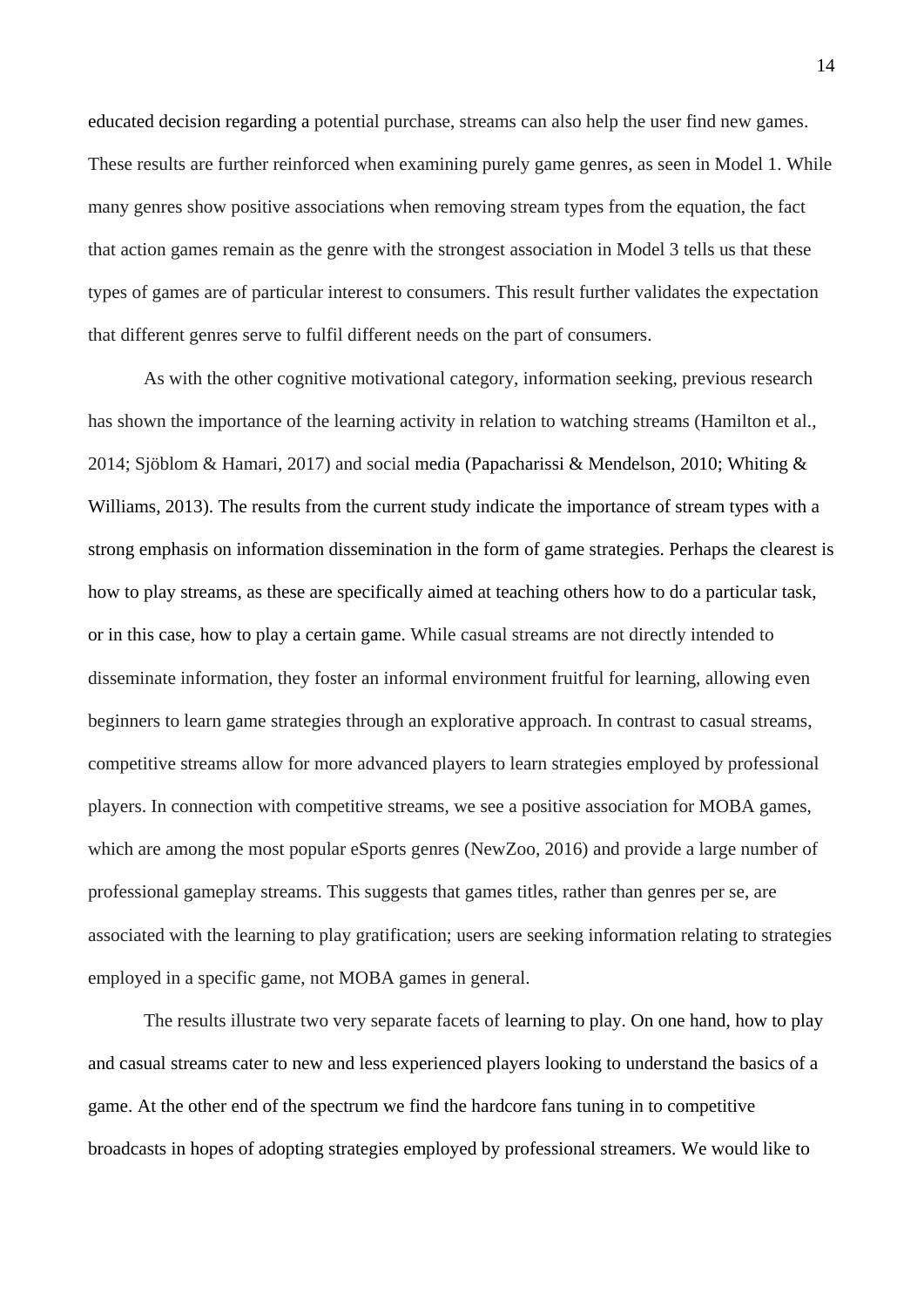educated decision regarding a potential purchase, streams can also help the user find new games. These results are further reinforced when examining purely game genres, as seen in Model 1. While many genres show positive associations when removing stream types from the equation, the fact that action games remain as the genre with the strongest association in Model 3 tells us that these types of games are of particular interest to consumers. This result further validates the expectation that different genres serve to fulfil different needs on the part of consumers.

As with the other cognitive motivational category, information seeking, previous research has shown the importance of the learning activity in relation to watching streams (Hamilton et al., 2014; Sjöblom & Hamari, 2017) and social media (Papacharissi & Mendelson, 2010; Whiting & Williams, 2013). The results from the current study indicate the importance of stream types with a strong emphasis on information dissemination in the form of game strategies. Perhaps the clearest is how to play streams, as these are specifically aimed at teaching others how to do a particular task, or in this case, how to play a certain game. While casual streams are not directly intended to disseminate information, they foster an informal environment fruitful for learning, allowing even beginners to learn game strategies through an explorative approach. In contrast to casual streams, competitive streams allow for more advanced players to learn strategies employed by professional players. In connection with competitive streams, we see a positive association for MOBA games, which are among the most popular eSports genres (NewZoo, 2016) and provide a large number of professional gameplay streams. This suggests that games titles, rather than genres per se, are associated with the learning to play gratification; users are seeking information relating to strategies employed in a specific game, not MOBA games in general.

The results illustrate two very separate facets of learning to play. On one hand, how to play and casual streams cater to new and less experienced players looking to understand the basics of a game. At the other end of the spectrum we find the hardcore fans tuning in to competitive broadcasts in hopes of adopting strategies employed by professional streamers. We would like to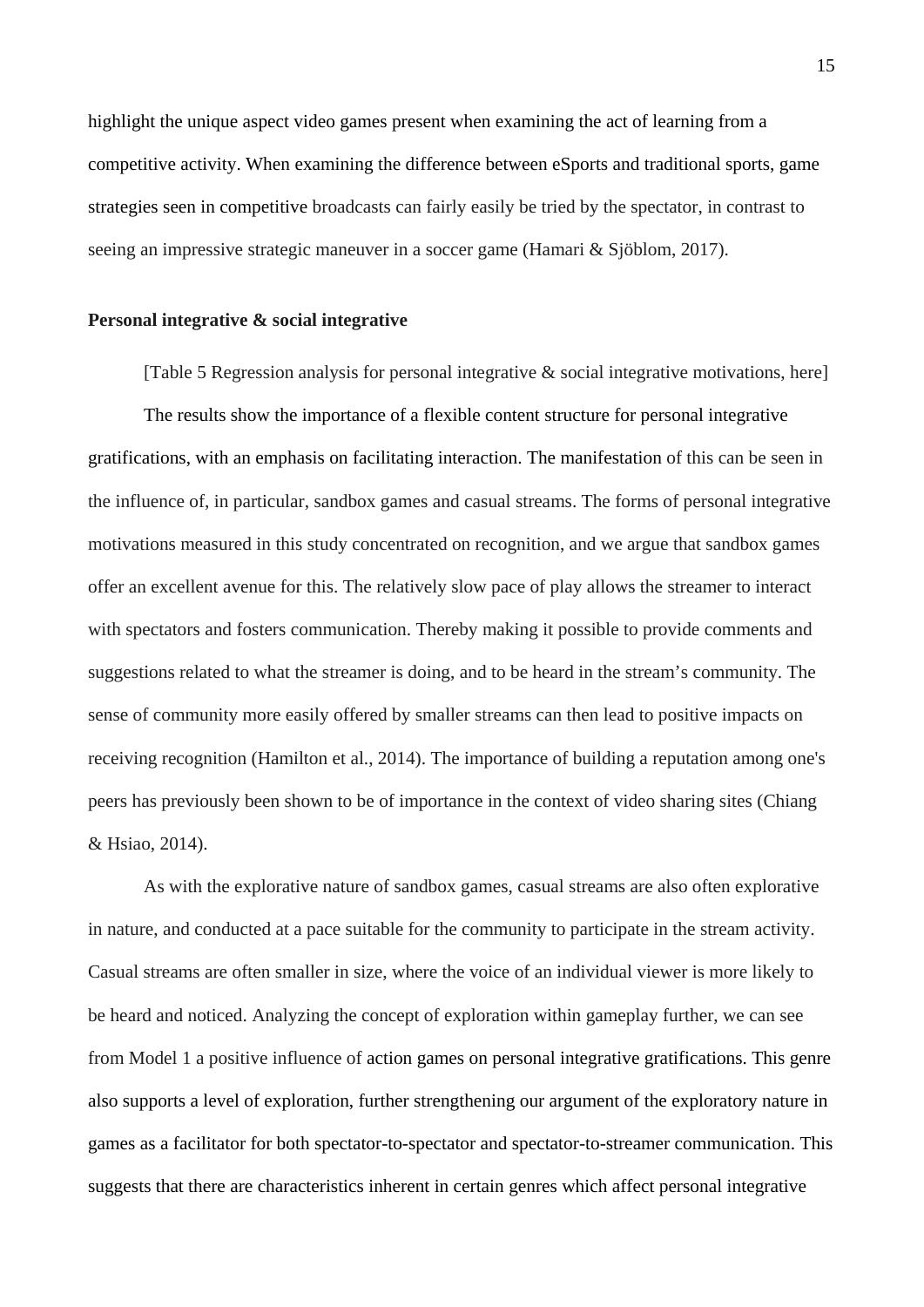highlight the unique aspect video games present when examining the act of learning from a competitive activity. When examining the difference between eSports and traditional sports, game strategies seen in competitive broadcasts can fairly easily be tried by the spectator, in contrast to seeing an impressive strategic maneuver in a soccer game (Hamari & Sjöblom, 2017).

**Personal integrative & social integrative**

[Table 5 Regression analysis for personal integrative & social integrative motivations, here]

The results show the importance of a flexible content structure for personal integrative gratifications, with an emphasis on facilitating interaction. The manifestation of this can be seen in the influence of, in particular, sandbox games and casual streams. The forms of personal integrative motivations measured in this study concentrated on recognition, and we argue that sandbox games offer an excellent avenue for this. The relatively slow pace of play allows the streamer to interact with spectators and fosters communication. Thereby making it possible to provide comments and suggestions related to what the streamer is doing, and to be heard in the stream's community. The sense of community more easily offered by smaller streams can then lead to positive impacts on receiving recognition (Hamilton et al., 2014). The importance of building a reputation among one's peers has previously been shown to be of importance in the context of video sharing sites (Chiang & Hsiao, 2014).

As with the explorative nature of sandbox games, casual streams are also often explorative in nature, and conducted at a pace suitable for the community to participate in the stream activity. Casual streams are often smaller in size, where the voice of an individual viewer is more likely to be heard and noticed. Analyzing the concept of exploration within gameplay further, we can see from Model 1 a positive influence of action games on personal integrative gratifications. This genre also supports a level of exploration, further strengthening our argument of the exploratory nature in games as a facilitator for both spectator-to-spectator and spectator-to-streamer communication. This suggests that there are characteristics inherent in certain genres which affect personal integrative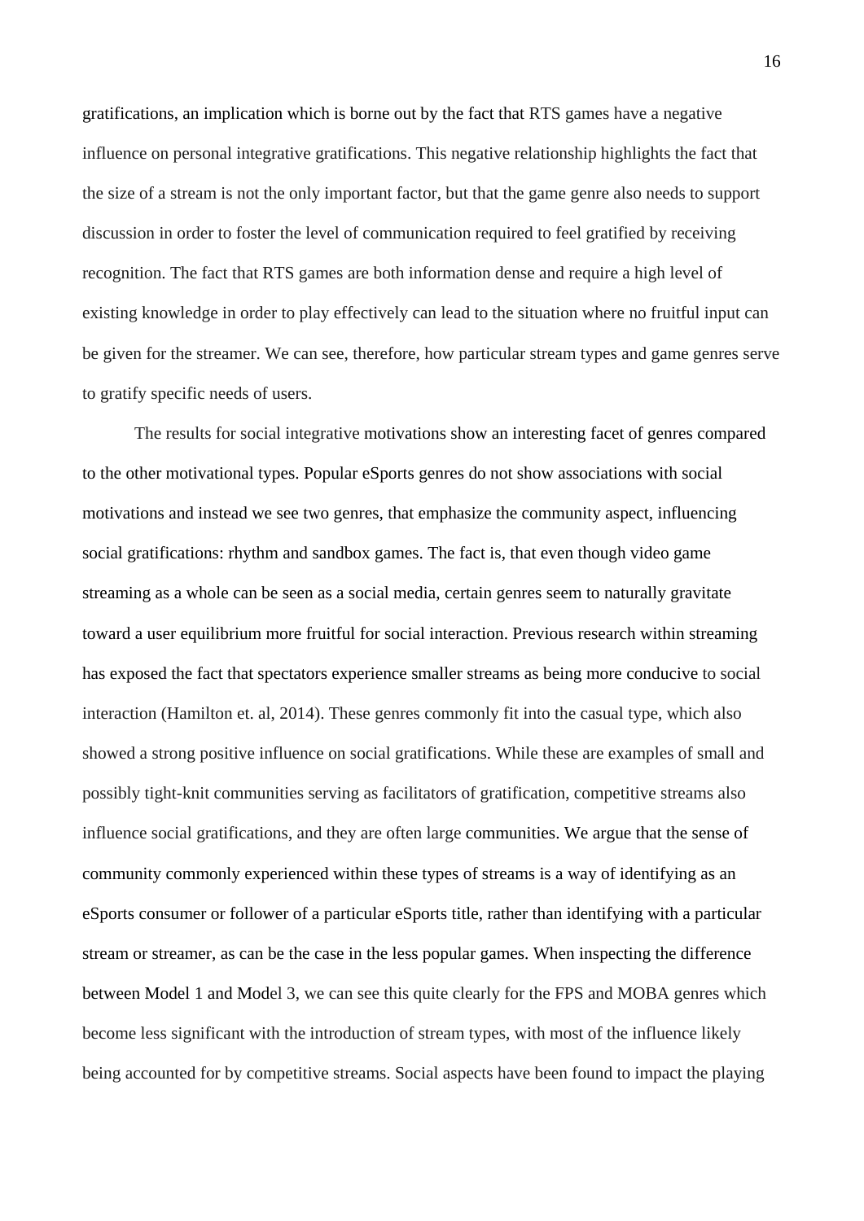gratifications, an implication which is borne out by the fact that RTS games have a negative influence on personal integrative gratifications. This negative relationship highlights the fact that the size of a stream is not the only important factor, but that the game genre also needs to support discussion in order to foster the level of communication required to feel gratified by receiving recognition. The fact that RTS games are both information dense and require a high level of existing knowledge in order to play effectively can lead to the situation where no fruitful input can be given for the streamer. We can see, therefore, how particular stream types and game genres serve to gratify specific needs of users.

The results for social integrative motivations show an interesting facet of genres compared to the other motivational types. Popular eSports genres do not show associations with social motivations and instead we see two genres, that emphasize the community aspect, influencing social gratifications: rhythm and sandbox games. The fact is, that even though video game streaming as a whole can be seen as a social media, certain genres seem to naturally gravitate toward a user equilibrium more fruitful for social interaction. Previous research within streaming has exposed the fact that spectators experience smaller streams as being more conducive to social interaction (Hamilton et. al, 2014). These genres commonly fit into the casual type, which also showed a strong positive influence on social gratifications. While these are examples of small and possibly tight-knit communities serving as facilitators of gratification, competitive streams also influence social gratifications, and they are often large communities. We argue that the sense of community commonly experienced within these types of streams is a way of identifying as an eSports consumer or follower of a particular eSports title, rather than identifying with a particular stream or streamer, as can be the case in the less popular games. When inspecting the difference between Model 1 and Model 3, we can see this quite clearly for the FPS and MOBA genres which become less significant with the introduction of stream types, with most of the influence likely being accounted for by competitive streams. Social aspects have been found to impact the playing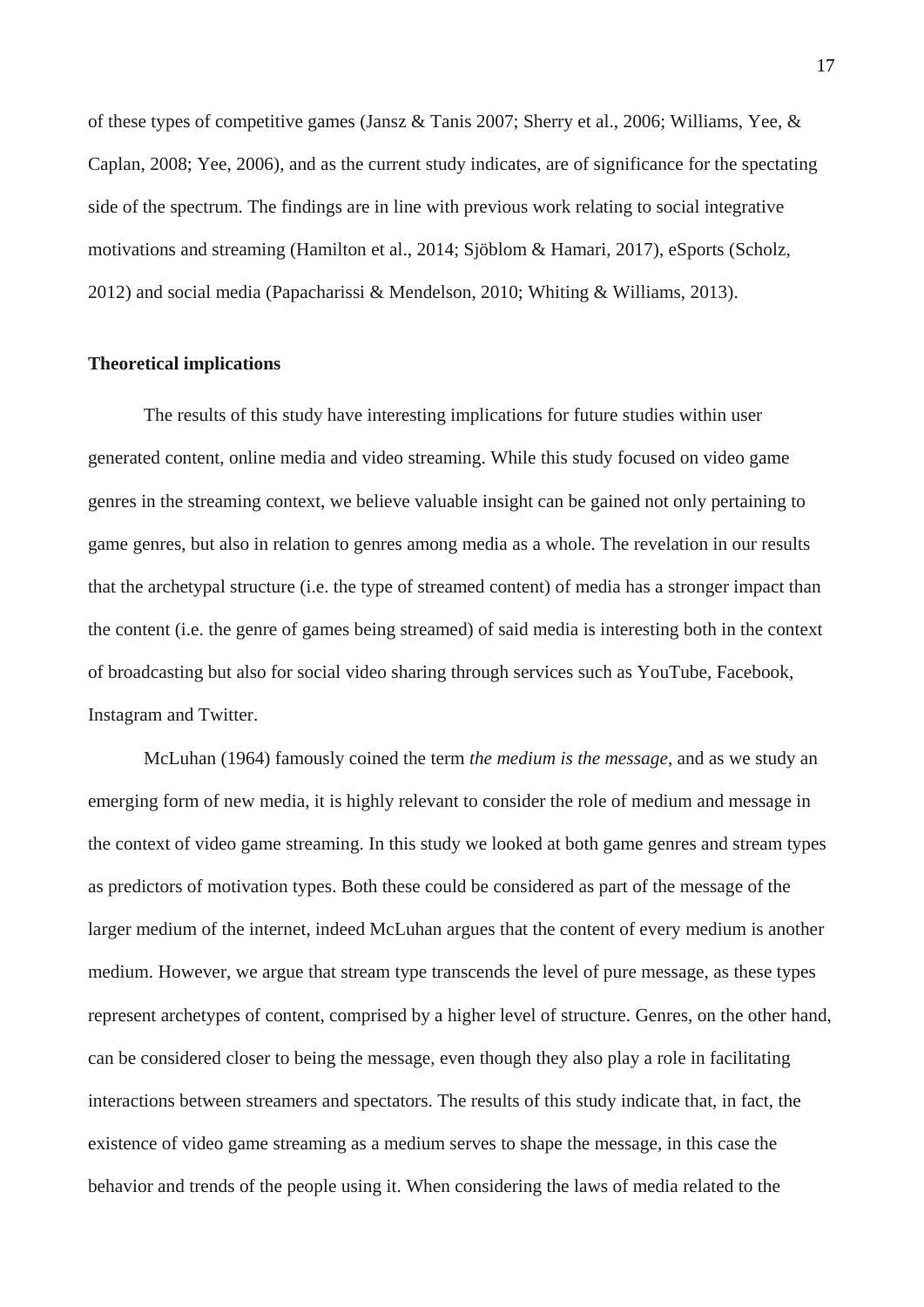of these types of competitive games (Jansz & Tanis 2007; Sherry et al., 2006; Williams, Yee, & Caplan, 2008; Yee, 2006), and as the current study indicates, are of significance for the spectating side of the spectrum. The findings are in line with previous work relating to social integrative motivations and streaming (Hamilton et al., 2014; Sjöblom & Hamari, 2017), eSports (Scholz, 2012) and social media (Papacharissi & Mendelson, 2010; Whiting & Williams, 2013).

**Theoretical implications**

The results of this study have interesting implications for future studies within user generated content, online media and video streaming. While this study focused on video game genres in the streaming context, we believe valuable insight can be gained not only pertaining to game genres, but also in relation to genres among media as a whole. The revelation in our results that the archetypal structure (i.e. the type of streamed content) of media has a stronger impact than the content (i.e. the genre of games being streamed) of said media is interesting both in the context of broadcasting but also for social video sharing through services such as YouTube, Facebook, Instagram and Twitter.

McLuhan (1964) famously coined the term *the medium is the message*, and as we study an emerging form of new media, it is highly relevant to consider the role of medium and message in the context of video game streaming. In this study we looked at both game genres and stream types as predictors of motivation types. Both these could be considered as part of the message of the larger medium of the internet, indeed McLuhan argues that the content of every medium is another medium. However, we argue that stream type transcends the level of pure message, as these types represent archetypes of content, comprised by a higher level of structure. Genres, on the other hand, can be considered closer to being the message, even though they also play a role in facilitating interactions between streamers and spectators. The results of this study indicate that, in fact, the existence of video game streaming as a medium serves to shape the message, in this case the behavior and trends of the people using it. When considering the laws of media related to the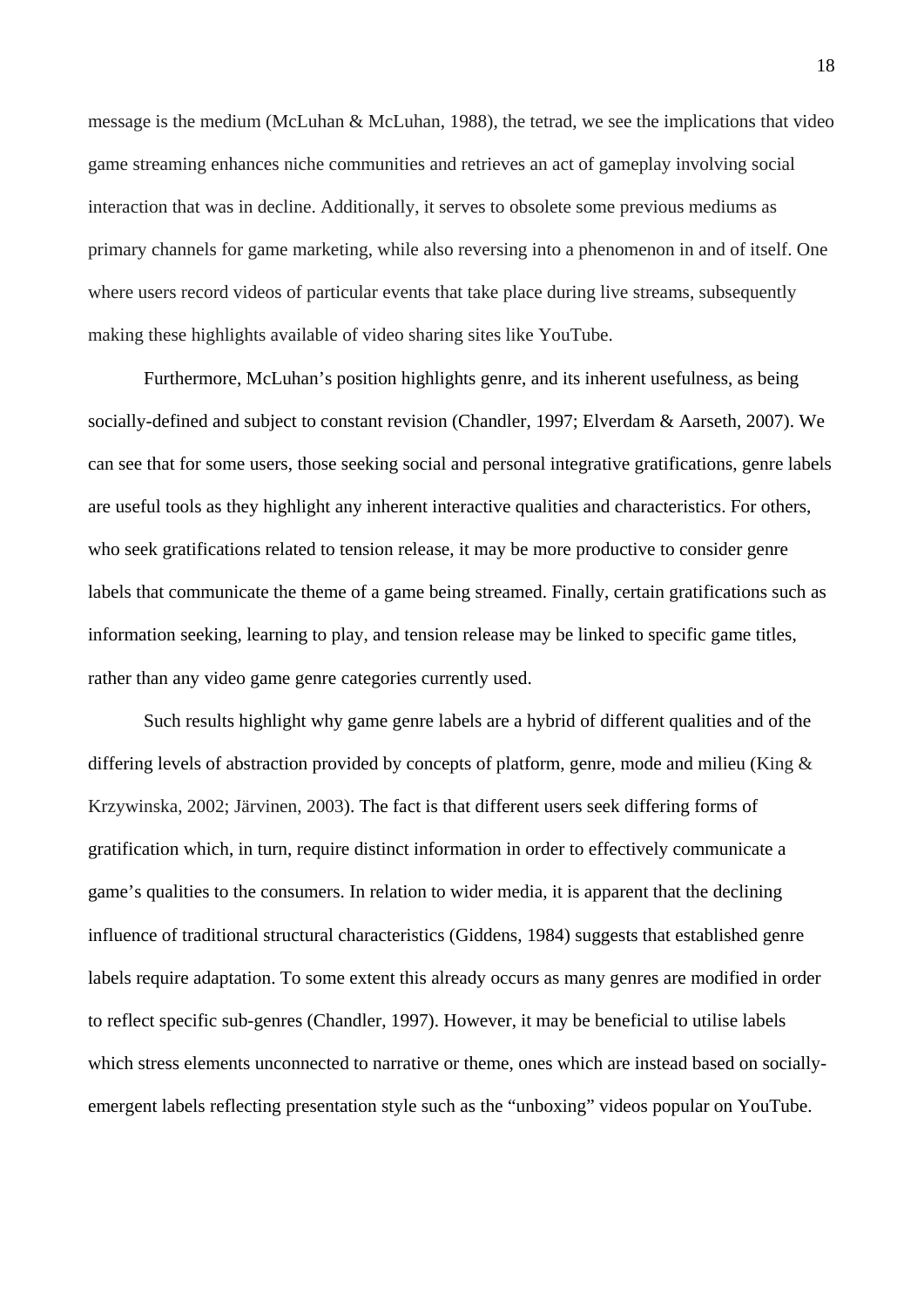message is the medium (McLuhan & McLuhan, 1988), the tetrad, we see the implications that video game streaming enhances niche communities and retrieves an act of gameplay involving social interaction that was in decline. Additionally, it serves to obsolete some previous mediums as primary channels for game marketing, while also reversing into a phenomenon in and of itself. One where users record videos of particular events that take place during live streams, subsequently making these highlights available of video sharing sites like YouTube.

Furthermore, McLuhan's position highlights genre, and its inherent usefulness, as being socially-defined and subject to constant revision (Chandler, 1997; Elverdam & Aarseth, 2007). We can see that for some users, those seeking social and personal integrative gratifications, genre labels are useful tools as they highlight any inherent interactive qualities and characteristics. For others, who seek gratifications related to tension release, it may be more productive to consider genre labels that communicate the theme of a game being streamed. Finally, certain gratifications such as information seeking, learning to play, and tension release may be linked to specific game titles, rather than any video game genre categories currently used.

Such results highlight why game genre labels are a hybrid of different qualities and of the differing levels of abstraction provided by concepts of platform, genre, mode and milieu (King & Krzywinska, 2002; Järvinen, 2003). The fact is that different users seek differing forms of gratification which, in turn, require distinct information in order to effectively communicate a game's qualities to the consumers. In relation to wider media, it is apparent that the declining influence of traditional structural characteristics (Giddens, 1984) suggests that established genre labels require adaptation. To some extent this already occurs as many genres are modified in order to reflect specific sub-genres (Chandler, 1997). However, it may be beneficial to utilise labels which stress elements unconnected to narrative or theme, ones which are instead based on socially-emergent labels reflecting presentation style such as the "unboxing" videos popular on YouTube.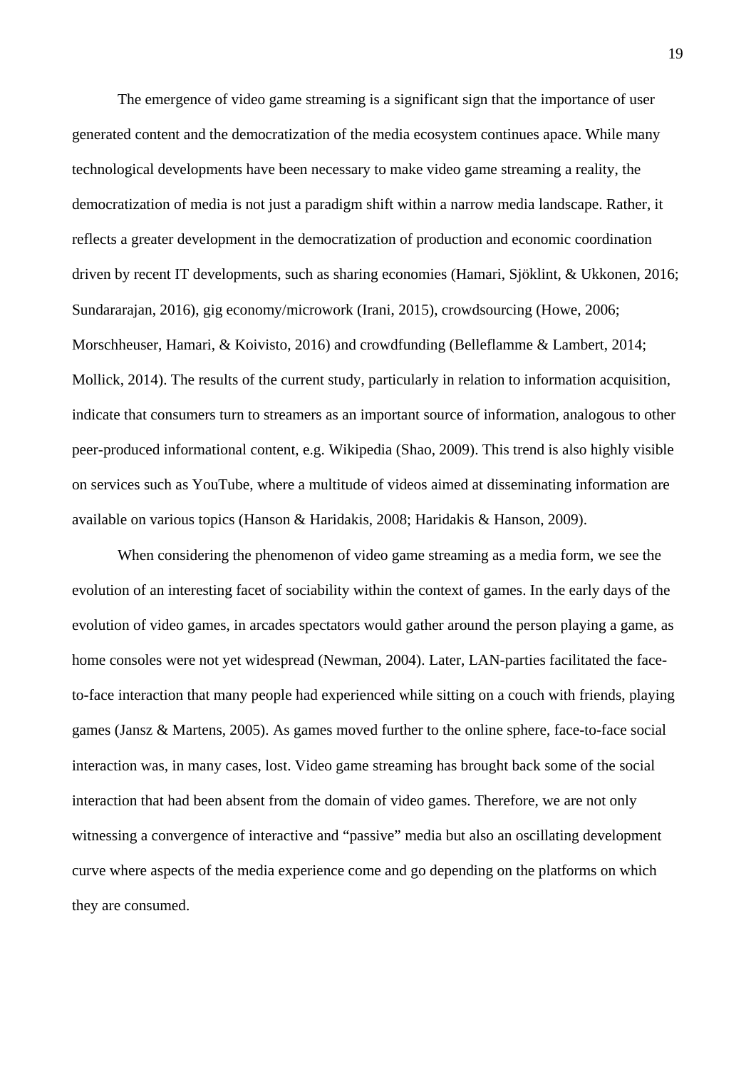The emergence of video game streaming is a significant sign that the importance of user generated content and the democratization of the media ecosystem continues apace. While many technological developments have been necessary to make video game streaming a reality, the democratization of media is not just a paradigm shift within a narrow media landscape. Rather, it reflects a greater development in the democratization of production and economic coordination driven by recent IT developments, such as sharing economies (Hamari, Sjöklint, & Ukkonen, 2016; Sundararajan, 2016), gig economy/microwork (Irani, 2015), crowdsourcing (Howe, 2006; Morschheuser, Hamari, & Koivisto, 2016) and crowdfunding (Belleflamme & Lambert, 2014; Mollick, 2014). The results of the current study, particularly in relation to information acquisition, indicate that consumers turn to streamers as an important source of information, analogous to other peer-produced informational content, e.g. Wikipedia (Shao, 2009). This trend is also highly visible on services such as YouTube, where a multitude of videos aimed at disseminating information are available on various topics (Hanson & Haridakis, 2008; Haridakis & Hanson, 2009).

When considering the phenomenon of video game streaming as a media form, we see the evolution of an interesting facet of sociability within the context of games. In the early days of the evolution of video games, in arcades spectators would gather around the person playing a game, as home consoles were not yet widespread (Newman, 2004). Later, LAN-parties facilitated the face-to-face interaction that many people had experienced while sitting on a couch with friends, playing games (Jansz & Martens, 2005). As games moved further to the online sphere, face-to-face social interaction was, in many cases, lost. Video game streaming has brought back some of the social interaction that had been absent from the domain of video games. Therefore, we are not only witnessing a convergence of interactive and "passive" media but also an oscillating development curve where aspects of the media experience come and go depending on the platforms on which they are consumed.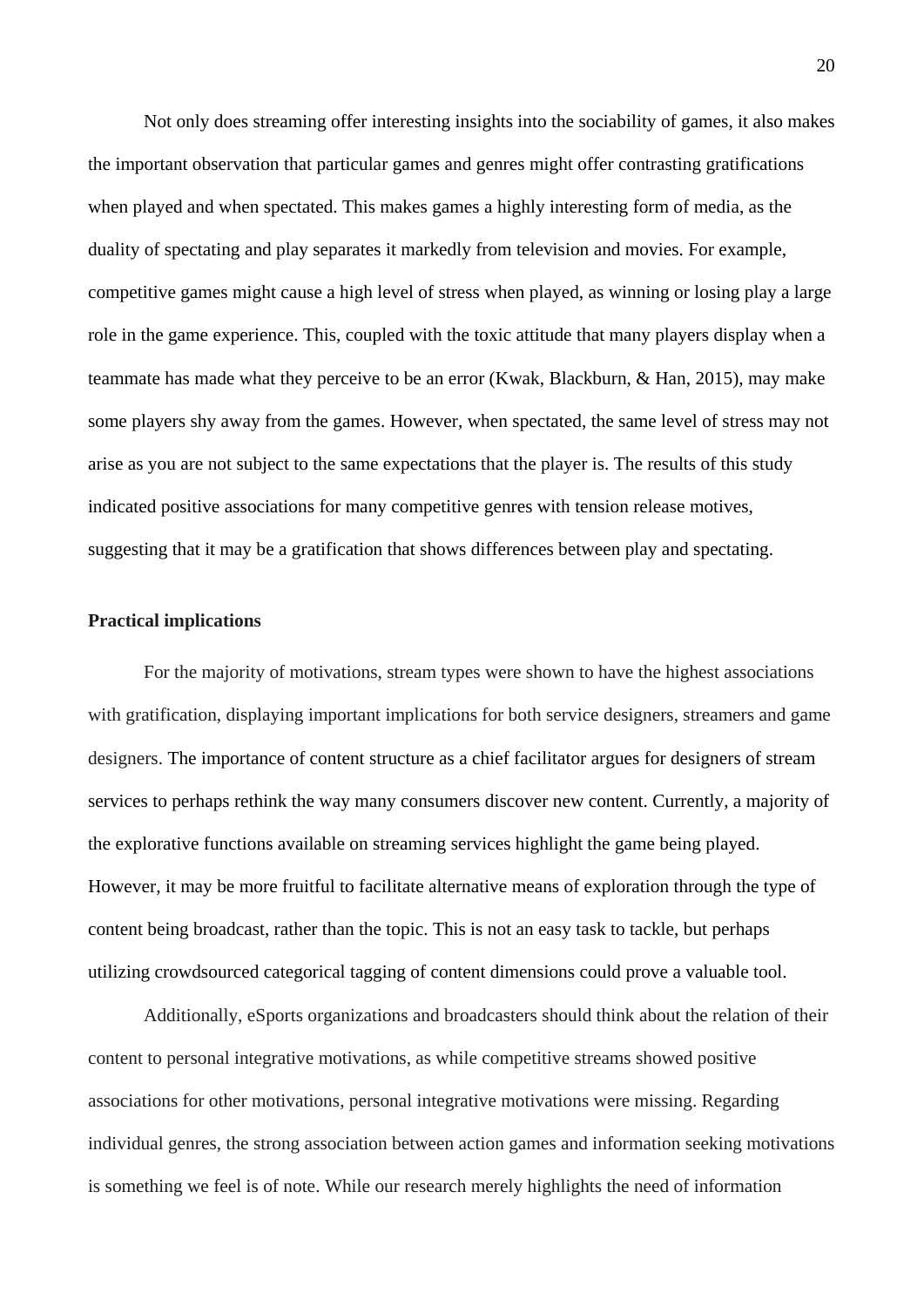Not only does streaming offer interesting insights into the sociability of games, it also makes the important observation that particular games and genres might offer contrasting gratifications when played and when spectated. This makes games a highly interesting form of media, as the duality of spectating and play separates it markedly from television and movies. For example, competitive games might cause a high level of stress when played, as winning or losing play a large role in the game experience. This, coupled with the toxic attitude that many players display when a teammate has made what they perceive to be an error (Kwak, Blackburn, & Han, 2015), may make some players shy away from the games. However, when spectated, the same level of stress may not arise as you are not subject to the same expectations that the player is. The results of this study indicated positive associations for many competitive genres with tension release motives, suggesting that it may be a gratification that shows differences between play and spectating.

**Practical implications**

For the majority of motivations, stream types were shown to have the highest associations with gratification, displaying important implications for both service designers, streamers and game designers. The importance of content structure as a chief facilitator argues for designers of stream services to perhaps rethink the way many consumers discover new content. Currently, a majority of the explorative functions available on streaming services highlight the game being played. However, it may be more fruitful to facilitate alternative means of exploration through the type of content being broadcast, rather than the topic. This is not an easy task to tackle, but perhaps utilizing crowdsourced categorical tagging of content dimensions could prove a valuable tool.

Additionally, eSports organizations and broadcasters should think about the relation of their content to personal integrative motivations, as while competitive streams showed positive associations for other motivations, personal integrative motivations were missing. Regarding individual genres, the strong association between action games and information seeking motivations is something we feel is of note. While our research merely highlights the need of information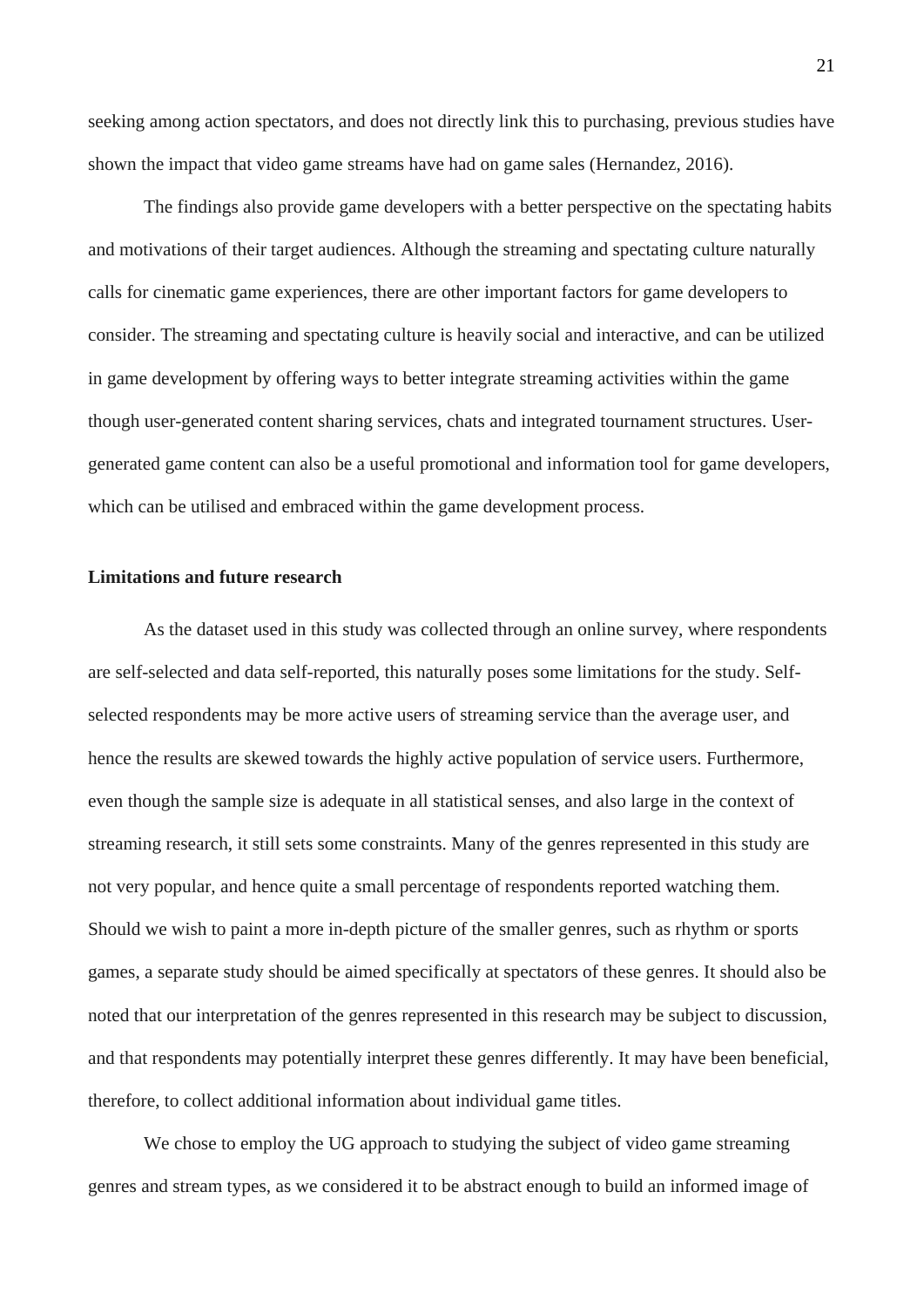seeking among action spectators, and does not directly link this to purchasing, previous studies have shown the impact that video game streams have had on game sales (Hernandez, 2016).

The findings also provide game developers with a better perspective on the spectating habits and motivations of their target audiences. Although the streaming and spectating culture naturally calls for cinematic game experiences, there are other important factors for game developers to consider. The streaming and spectating culture is heavily social and interactive, and can be utilized in game development by offering ways to better integrate streaming activities within the game though user-generated content sharing services, chats and integrated tournament structures. User-generated game content can also be a useful promotional and information tool for game developers, which can be utilised and embraced within the game development process.

## Limitations and future research

As the dataset used in this study was collected through an online survey, where respondents are self-selected and data self-reported, this naturally poses some limitations for the study. Self-selected respondents may be more active users of streaming service than the average user, and hence the results are skewed towards the highly active population of service users. Furthermore, even though the sample size is adequate in all statistical senses, and also large in the context of streaming research, it still sets some constraints. Many of the genres represented in this study are not very popular, and hence quite a small percentage of respondents reported watching them. Should we wish to paint a more in-depth picture of the smaller genres, such as rhythm or sports games, a separate study should be aimed specifically at spectators of these genres. It should also be noted that our interpretation of the genres represented in this research may be subject to discussion, and that respondents may potentially interpret these genres differently. It may have been beneficial, therefore, to collect additional information about individual game titles.

We chose to employ the UG approach to studying the subject of video game streaming genres and stream types, as we considered it to be abstract enough to build an informed image of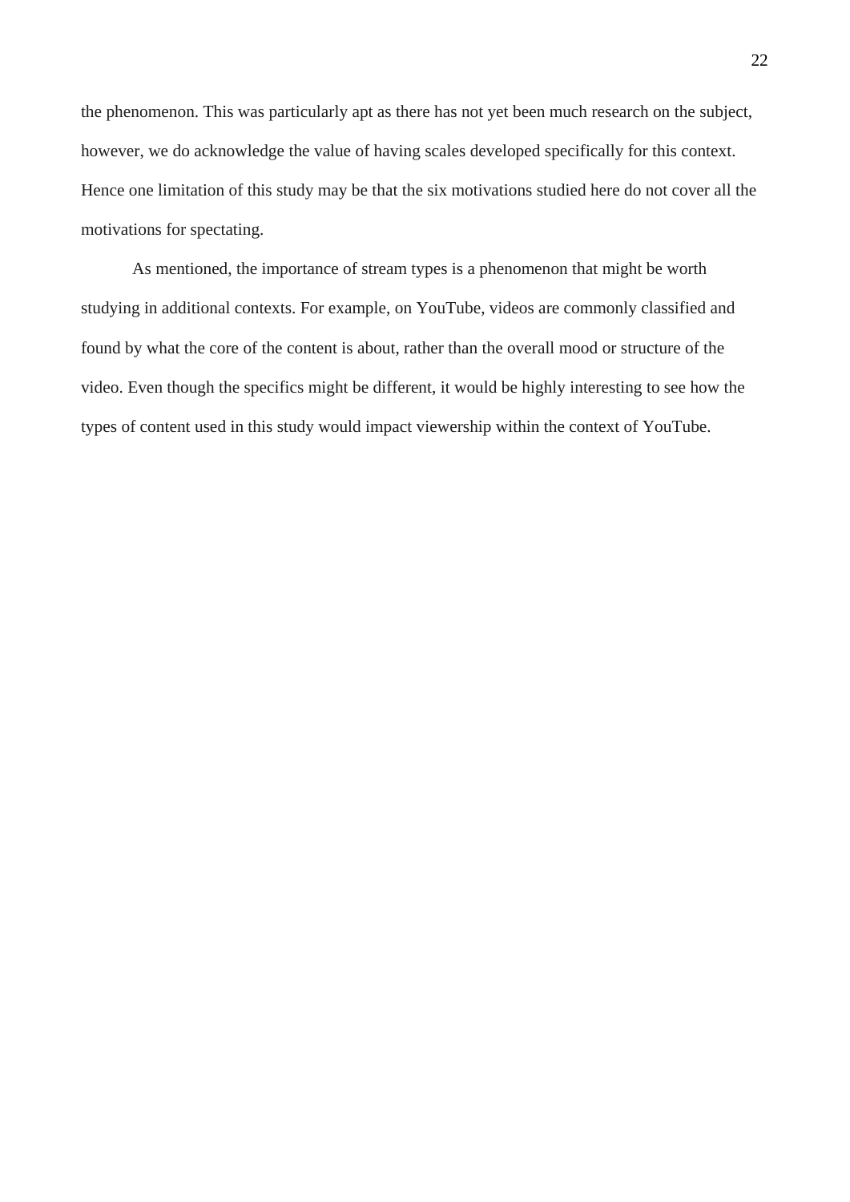the phenomenon. This was particularly apt as there has not yet been much research on the subject, however, we do acknowledge the value of having scales developed specifically for this context. Hence one limitation of this study may be that the six motivations studied here do not cover all the motivations for spectating.

As mentioned, the importance of stream types is a phenomenon that might be worth studying in additional contexts. For example, on YouTube, videos are commonly classified and found by what the core of the content is about, rather than the overall mood or structure of the video. Even though the specifics might be different, it would be highly interesting to see how the types of content used in this study would impact viewership within the context of YouTube.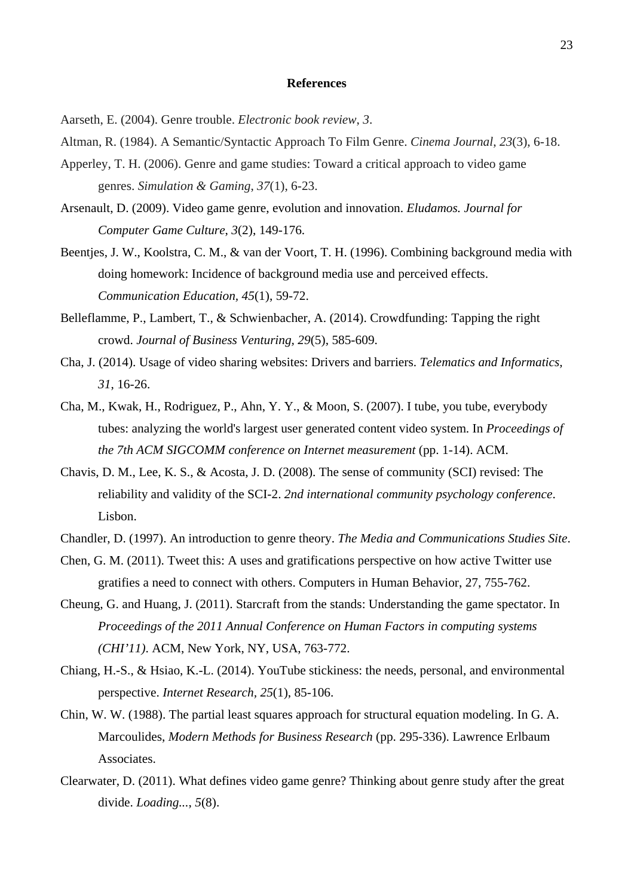**References**

Aarseth, E. (2004). Genre trouble. *Electronic book review*, *3*.

Altman, R. (1984). A Semantic/Syntactic Approach To Film Genre. *Cinema Journal*, *23*(3), 6-18.

Apperley, T. H. (2006). Genre and game studies: Toward a critical approach to video game genres. *Simulation & Gaming*, *37*(1), 6-23.

Arsenault, D. (2009). Video game genre, evolution and innovation. *Eludamos. Journal for Computer Game Culture*, *3*(2), 149-176.

Beentjes, J. W., Koolstra, C. M., & van der Voort, T. H. (1996). Combining background media with doing homework: Incidence of background media use and perceived effects. *Communication Education, 45*(1), 59-72.

Belleflamme, P., Lambert, T., & Schwienbacher, A. (2014). Crowdfunding: Tapping the right crowd. *Journal of Business Venturing*, *29*(5), 585-609.

Cha, J. (2014). Usage of video sharing websites: Drivers and barriers. *Telematics and Informatics, 31*, 16-26.

Cha, M., Kwak, H., Rodriguez, P., Ahn, Y. Y., & Moon, S. (2007). I tube, you tube, everybody tubes: analyzing the world's largest user generated content video system. In *Proceedings of the 7th ACM SIGCOMM conference on Internet measurement* (pp. 1-14). ACM.

Chavis, D. M., Lee, K. S., & Acosta, J. D. (2008). The sense of community (SCI) revised: The reliability and validity of the SCI-2. *2nd international community psychology conference*. Lisbon.

Chandler, D. (1997). An introduction to genre theory. *The Media and Communications Studies Site*.

Chen, G. M. (2011). Tweet this: A uses and gratifications perspective on how active Twitter use gratifies a need to connect with others. Computers in Human Behavior, 27, 755-762.

Cheung, G. and Huang, J. (2011). Starcraft from the stands: Understanding the game spectator. In *Proceedings of the 2011 Annual Conference on Human Factors in computing systems (CHI'11)*. ACM, New York, NY, USA, 763-772.

Chiang, H.-S., & Hsiao, K.-L. (2014). YouTube stickiness: the needs, personal, and environmental perspective. *Internet Research*, *25*(1), 85-106.

Chin, W. W. (1988). The partial least squares approach for structural equation modeling. In G. A. Marcoulides, *Modern Methods for Business Research* (pp. 295-336). Lawrence Erlbaum Associates.

Clearwater, D. (2011). What defines video game genre? Thinking about genre study after the great divide. *Loading...*, *5*(8).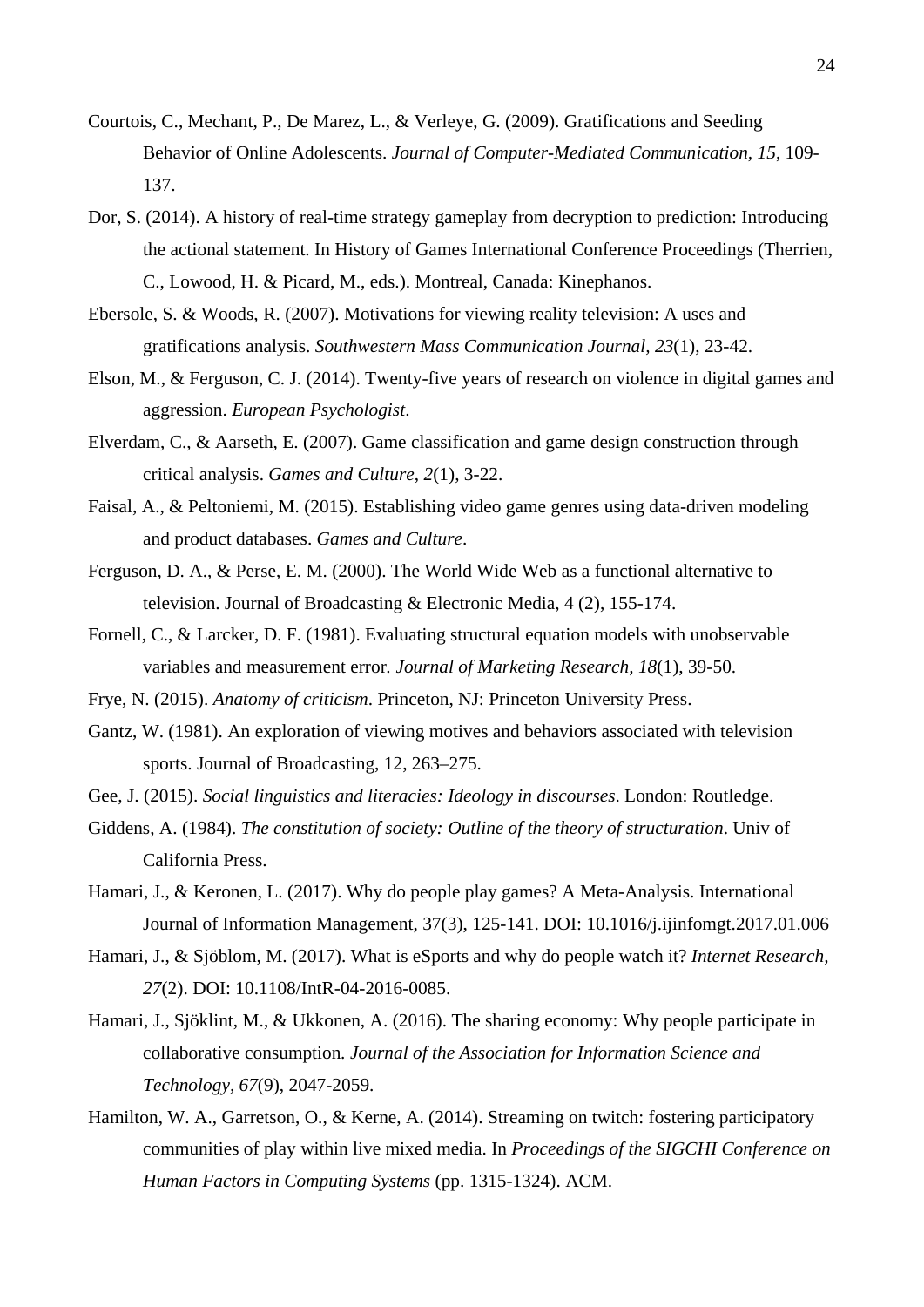Courtois, C., Mechant, P., De Marez, L., & Verleye, G. (2009). Gratifications and Seeding Behavior of Online Adolescents. *Journal of Computer-Mediated Communication, 15*, 109-137.

Dor, S. (2014). A history of real-time strategy gameplay from decryption to prediction: Introducing the actional statement. In History of Games International Conference Proceedings (Therrien, C., Lowood, H. & Picard, M., eds.). Montreal, Canada: Kinephanos.

Ebersole, S. & Woods, R. (2007). Motivations for viewing reality television: A uses and gratifications analysis. *Southwestern Mass Communication Journal, 23*(1), 23-42.

Elson, M., & Ferguson, C. J. (2014). Twenty-five years of research on violence in digital games and aggression. *European Psychologist*.

Elverdam, C., & Aarseth, E. (2007). Game classification and game design construction through critical analysis. *Games and Culture*, *2*(1), 3-22.

Faisal, A., & Peltoniemi, M. (2015). Establishing video game genres using data-driven modeling and product databases. *Games and Culture*.

Ferguson, D. A., & Perse, E. M. (2000). The World Wide Web as a functional alternative to television. Journal of Broadcasting & Electronic Media, 4 (2), 155-174.

Fornell, C., & Larcker, D. F. (1981). Evaluating structural equation models with unobservable variables and measurement error. *Journal of Marketing Research, 18*(1), 39-50.

Frye, N. (2015). *Anatomy of criticism*. Princeton, NJ: Princeton University Press.

Gantz, W. (1981). An exploration of viewing motives and behaviors associated with television sports. Journal of Broadcasting, 12, 263–275.

Gee, J. (2015). *Social linguistics and literacies: Ideology in discourses*. London: Routledge.

Giddens, A. (1984). *The constitution of society: Outline of the theory of structuration*. Univ of California Press.

Hamari, J., & Keronen, L. (2017). Why do people play games? A Meta-Analysis. International Journal of Information Management, 37(3), 125-141. DOI: 10.1016/j.ijinfomgt.2017.01.006

Hamari, J., & Sjöblom, M. (2017). What is eSports and why do people watch it? *Internet Research, 27*(2). DOI: 10.1108/IntR-04-2016-0085.

Hamari, J., Sjöklint, M., & Ukkonen, A. (2016). The sharing economy: Why people participate in collaborative consumption. *Journal of the Association for Information Science and Technology, 67*(9), 2047-2059.

Hamilton, W. A., Garretson, O., & Kerne, A. (2014). Streaming on twitch: fostering participatory communities of play within live mixed media. In *Proceedings of the SIGCHI Conference on Human Factors in Computing Systems* (pp. 1315-1324). ACM.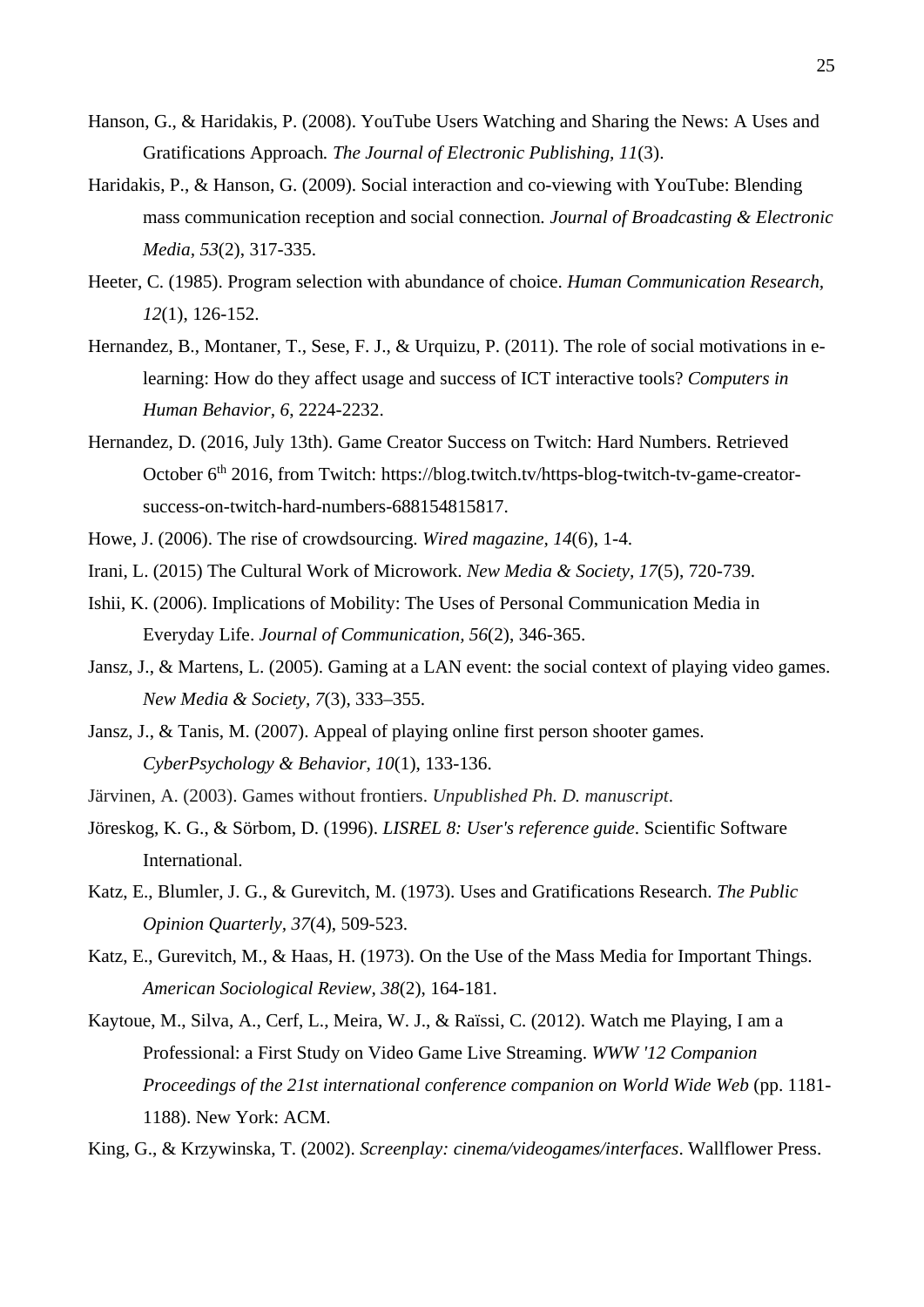Hanson, G., & Haridakis, P. (2008). YouTube Users Watching and Sharing the News: A Uses and Gratifications Approach*. The Journal of Electronic Publishing, 11*(3).

Haridakis, P., & Hanson, G. (2009). Social interaction and co-viewing with YouTube: Blending mass communication reception and social connection*. Journal of Broadcasting & Electronic Media*, *53*(2), 317-335.

Heeter, C. (1985). Program selection with abundance of choice. *Human Communication Research*, *12*(1), 126-152.

Hernandez, B., Montaner, T., Sese, F. J., & Urquizu, P. (2011). The role of social motivations in e-learning: How do they affect usage and success of ICT interactive tools? *Computers in Human Behavior, 6*, 2224-2232.

Hernandez, D. (2016, July 13th). Game Creator Success on Twitch: Hard Numbers. Retrieved October 6th 2016, from Twitch: https://blog.twitch.tv/https-blog-twitch-tv-game-creator-success-on-twitch-hard-numbers-688154815817.

Howe, J. (2006). The rise of crowdsourcing. *Wired magazine*, *14*(6), 1-4.

Irani, L. (2015) The Cultural Work of Microwork. *New Media & Society*, *17*(5), 720-739.

Ishii, K. (2006). Implications of Mobility: The Uses of Personal Communication Media in Everyday Life. *Journal of Communication*, *56*(2), 346-365.

Jansz, J., & Martens, L. (2005). Gaming at a LAN event: the social context of playing video games. *New Media & Society*, *7*(3), 333–355.

Jansz, J., & Tanis, M. (2007). Appeal of playing online first person shooter games. *CyberPsychology & Behavior*, *10*(1), 133-136.

Järvinen, A. (2003). Games without frontiers. *Unpublished Ph. D. manuscript*.

Jöreskog, K. G., & Sörbom, D. (1996). *LISREL 8: User's reference guide*. Scientific Software International.

Katz, E., Blumler, J. G., & Gurevitch, M. (1973). Uses and Gratifications Research. *The Public Opinion Quarterly, 37*(4), 509-523.

Katz, E., Gurevitch, M., & Haas, H. (1973). On the Use of the Mass Media for Important Things. *American Sociological Review*, *38*(2), 164-181.

Kaytoue, M., Silva, A., Cerf, L., Meira, W. J., & Raïssi, C. (2012). Watch me Playing, I am a Professional: a First Study on Video Game Live Streaming. *WWW '12 Companion Proceedings of the 21st international conference companion on World Wide Web* (pp. 1181-1188). New York: ACM.

King, G., & Krzywinska, T. (2002). *Screenplay: cinema/videogames/interfaces*. Wallflower Press.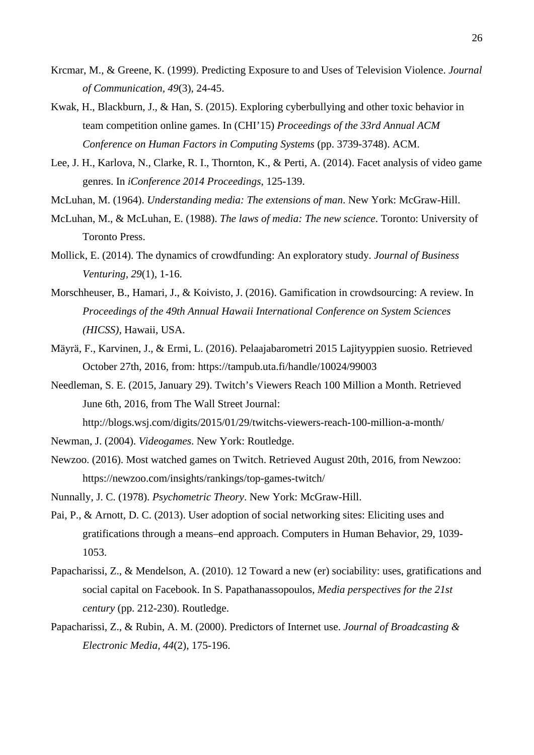Krcmar, M., & Greene, K. (1999). Predicting Exposure to and Uses of Television Violence. *Journal of Communication, 49*(3), 24-45.

Kwak, H., Blackburn, J., & Han, S. (2015). Exploring cyberbullying and other toxic behavior in team competition online games. In (CHI'15) *Proceedings of the 33rd Annual ACM Conference on Human Factors in Computing Systems* (pp. 3739-3748). ACM.

Lee, J. H., Karlova, N., Clarke, R. I., Thornton, K., & Perti, A. (2014). Facet analysis of video game genres. In *iConference 2014 Proceedings*, 125-139.

McLuhan, M. (1964). *Understanding media: The extensions of man*. New York: McGraw-Hill.

McLuhan, M., & McLuhan, E. (1988). *The laws of media: The new science*. Toronto: University of Toronto Press.

Mollick, E. (2014). The dynamics of crowdfunding: An exploratory study. *Journal of Business Venturing, 29*(1), 1-16.

Morschheuser, B., Hamari, J., & Koivisto, J. (2016). Gamification in crowdsourcing: A review. In *Proceedings of the 49th Annual Hawaii International Conference on System Sciences (HICSS)*, Hawaii, USA.

Mäyrä, F., Karvinen, J., & Ermi, L. (2016). Pelaajabarometri 2015 Lajityyppien suosio. Retrieved October 27th, 2016, from: https://tampub.uta.fi/handle/10024/99003

Needleman, S. E. (2015, January 29). Twitch's Viewers Reach 100 Million a Month. Retrieved June 6th, 2016, from The Wall Street Journal: http://blogs.wsj.com/digits/2015/01/29/twitchs-viewers-reach-100-million-a-month/

Newman, J. (2004). *Videogames*. New York: Routledge.

Newzoo. (2016). Most watched games on Twitch. Retrieved August 20th, 2016, from Newzoo: https://newzoo.com/insights/rankings/top-games-twitch/

Nunnally, J. C. (1978). *Psychometric Theory*. New York: McGraw-Hill.

Pai, P., & Arnott, D. C. (2013). User adoption of social networking sites: Eliciting uses and gratifications through a means–end approach. Computers in Human Behavior, 29, 1039-1053.

Papacharissi, Z., & Mendelson, A. (2010). 12 Toward a new (er) sociability: uses, gratifications and social capital on Facebook. In S. Papathanassopoulos, *Media perspectives for the 21st century* (pp. 212-230). Routledge.

Papacharissi, Z., & Rubin, A. M. (2000). Predictors of Internet use. *Journal of Broadcasting & Electronic Media, 44*(2), 175-196.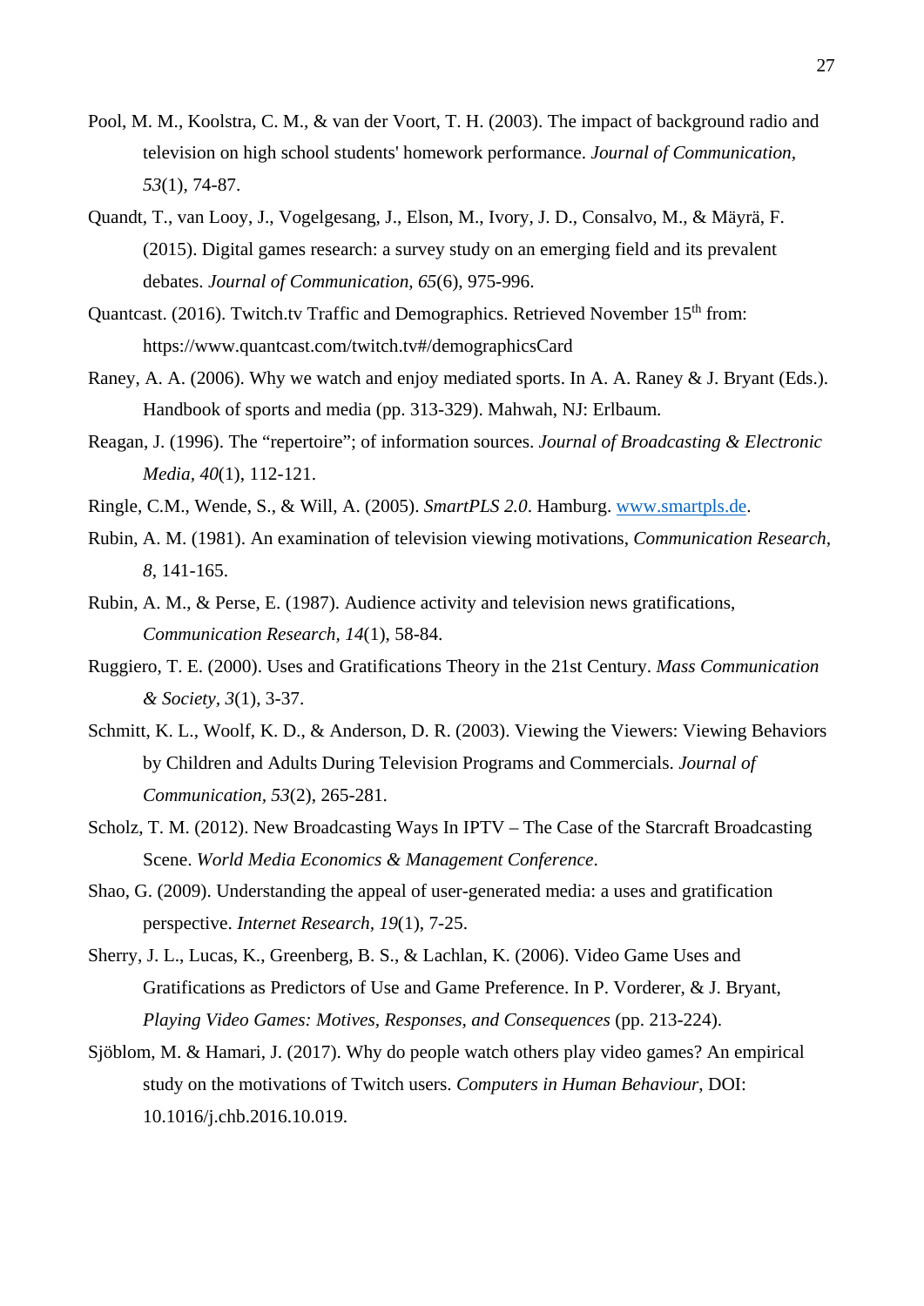Pool, M. M., Koolstra, C. M., & van der Voort, T. H. (2003). The impact of background radio and television on high school students' homework performance. *Journal of Communication*, *53*(1), 74-87.

Quandt, T., van Looy, J., Vogelgesang, J., Elson, M., Ivory, J. D., Consalvo, M., & Mäyrä, F. (2015). Digital games research: a survey study on an emerging field and its prevalent debates. *Journal of Communication*, *65*(6), 975-996.

Quantcast. (2016). Twitch.tv Traffic and Demographics. Retrieved November 15th from: https://www.quantcast.com/twitch.tv#/demographicsCard

Raney, A. A. (2006). Why we watch and enjoy mediated sports. In A. A. Raney & J. Bryant (Eds.). Handbook of sports and media (pp. 313-329). Mahwah, NJ: Erlbaum.

Reagan, J. (1996). The "repertoire"; of information sources. *Journal of Broadcasting & Electronic Media, 40*(1), 112-121.

Ringle, C.M., Wende, S., & Will, A. (2005). *SmartPLS 2.0*. Hamburg. www.smartpls.de.

Rubin, A. M. (1981). An examination of television viewing motivations, *Communication Research, 8*, 141-165.

Rubin, A. M., & Perse, E. (1987). Audience activity and television news gratifications, *Communication Research*, *14*(1), 58-84.

Ruggiero, T. E. (2000). Uses and Gratifications Theory in the 21st Century. *Mass Communication & Society*, *3*(1), 3-37.

Schmitt, K. L., Woolf, K. D., & Anderson, D. R. (2003). Viewing the Viewers: Viewing Behaviors by Children and Adults During Television Programs and Commercials. *Journal of Communication*, *53*(2), 265-281.

Scholz, T. M. (2012). New Broadcasting Ways In IPTV – The Case of the Starcraft Broadcasting Scene. *World Media Economics & Management Conference*.

Shao, G. (2009). Understanding the appeal of user-generated media: a uses and gratification perspective. *Internet Research, 19*(1), 7-25.

Sherry, J. L., Lucas, K., Greenberg, B. S., & Lachlan, K. (2006). Video Game Uses and Gratifications as Predictors of Use and Game Preference. In P. Vorderer, & J. Bryant, *Playing Video Games: Motives, Responses, and Consequences* (pp. 213-224).

Sjöblom, M. & Hamari, J. (2017). Why do people watch others play video games? An empirical study on the motivations of Twitch users. *Computers in Human Behaviour*, DOI: 10.1016/j.chb.2016.10.019.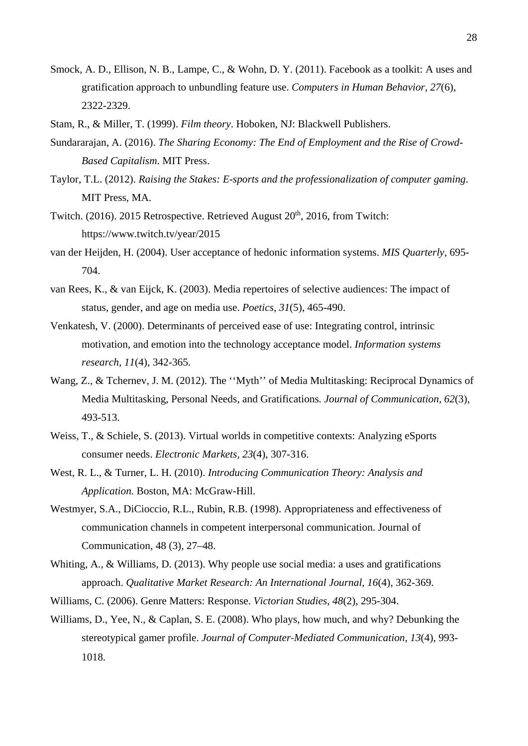Smock, A. D., Ellison, N. B., Lampe, C., & Wohn, D. Y. (2011). Facebook as a toolkit: A uses and gratification approach to unbundling feature use. *Computers in Human Behavior, 27*(6), 2322-2329.

Stam, R., & Miller, T. (1999). *Film theory*. Hoboken, NJ: Blackwell Publishers.

Sundararajan, A. (2016). *The Sharing Economy: The End of Employment and the Rise of Crowd-Based Capitalism*. MIT Press.

Taylor, T.L. (2012). *Raising the Stakes: E-sports and the professionalization of computer gaming*. MIT Press, MA.

Twitch. (2016). 2015 Retrospective. Retrieved August 20th, 2016, from Twitch: https://www.twitch.tv/year/2015

van der Heijden, H. (2004). User acceptance of hedonic information systems. *MIS Quarterly*, 695-704.

van Rees, K., & van Eijck, K. (2003). Media repertoires of selective audiences: The impact of status, gender, and age on media use. *Poetics, 31*(5), 465-490.

Venkatesh, V. (2000). Determinants of perceived ease of use: Integrating control, intrinsic motivation, and emotion into the technology acceptance model. *Information systems research, 11*(4), 342-365.

Wang, Z., & Tchernev, J. M. (2012). The ''Myth'' of Media Multitasking: Reciprocal Dynamics of Media Multitasking, Personal Needs, and Gratifications. *Journal of Communication, 62*(3), 493-513.

Weiss, T., & Schiele, S. (2013). Virtual worlds in competitive contexts: Analyzing eSports consumer needs. *Electronic Markets, 23*(4), 307-316.

West, R. L., & Turner, L. H. (2010). *Introducing Communication Theory: Analysis and Application.* Boston, MA: McGraw-Hill.

Westmyer, S.A., DiCioccio, R.L., Rubin, R.B. (1998). Appropriateness and effectiveness of communication channels in competent interpersonal communication. Journal of Communication, 48 (3), 27–48.

Whiting, A., & Williams, D. (2013). Why people use social media: a uses and gratifications approach. *Qualitative Market Research: An International Journal, 16*(4), 362-369.

Williams, C. (2006). Genre Matters: Response. *Victorian Studies, 48*(2), 295-304.

Williams, D., Yee, N., & Caplan, S. E. (2008). Who plays, how much, and why? Debunking the stereotypical gamer profile. *Journal of Computer-Mediated Communication, 13*(4), 993-1018.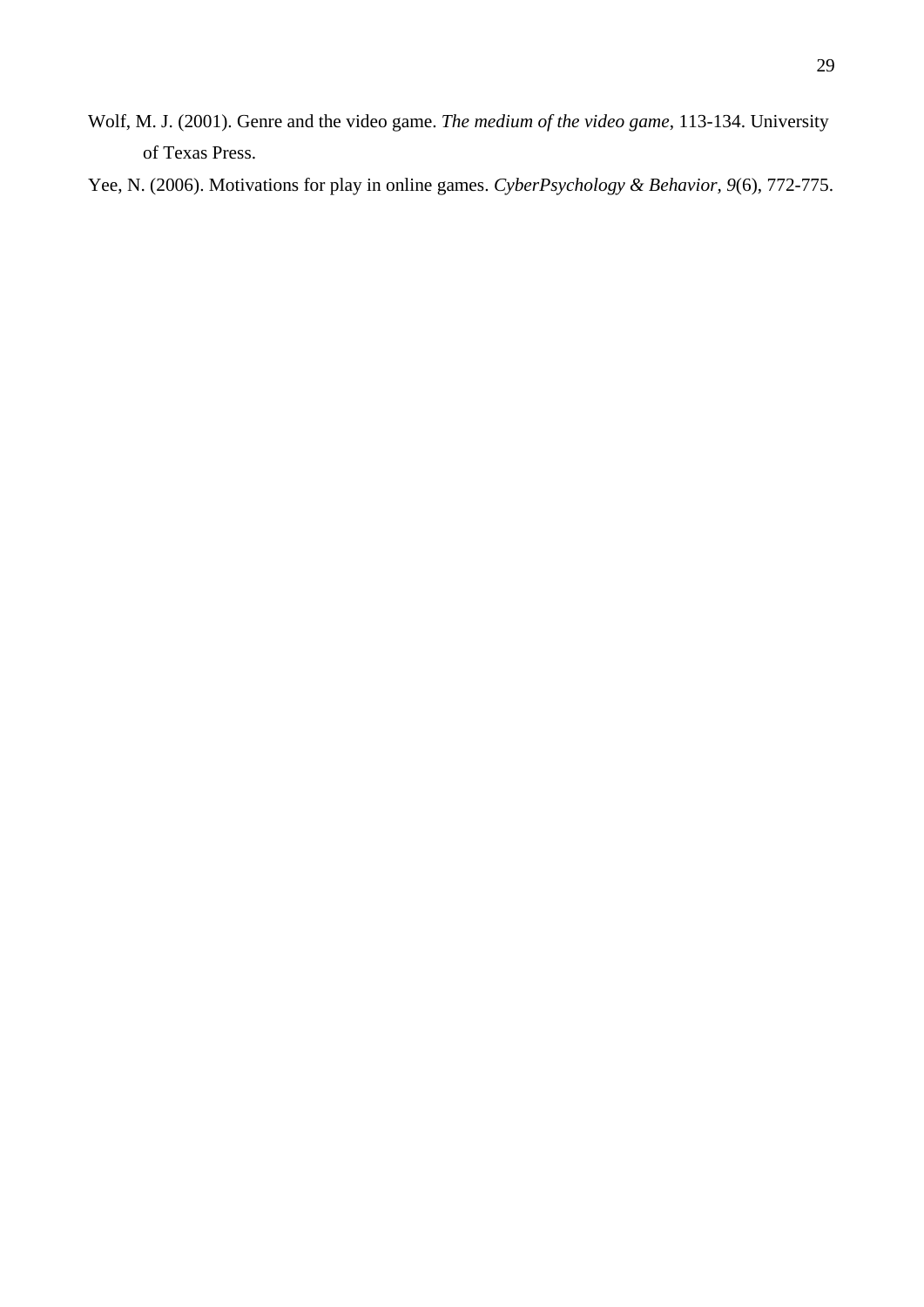Wolf, M. J. (2001). Genre and the video game. *The medium of the video game*, 113-134. University of Texas Press.

Yee, N. (2006). Motivations for play in online games. *CyberPsychology & Behavior*, *9*(6), 772-775.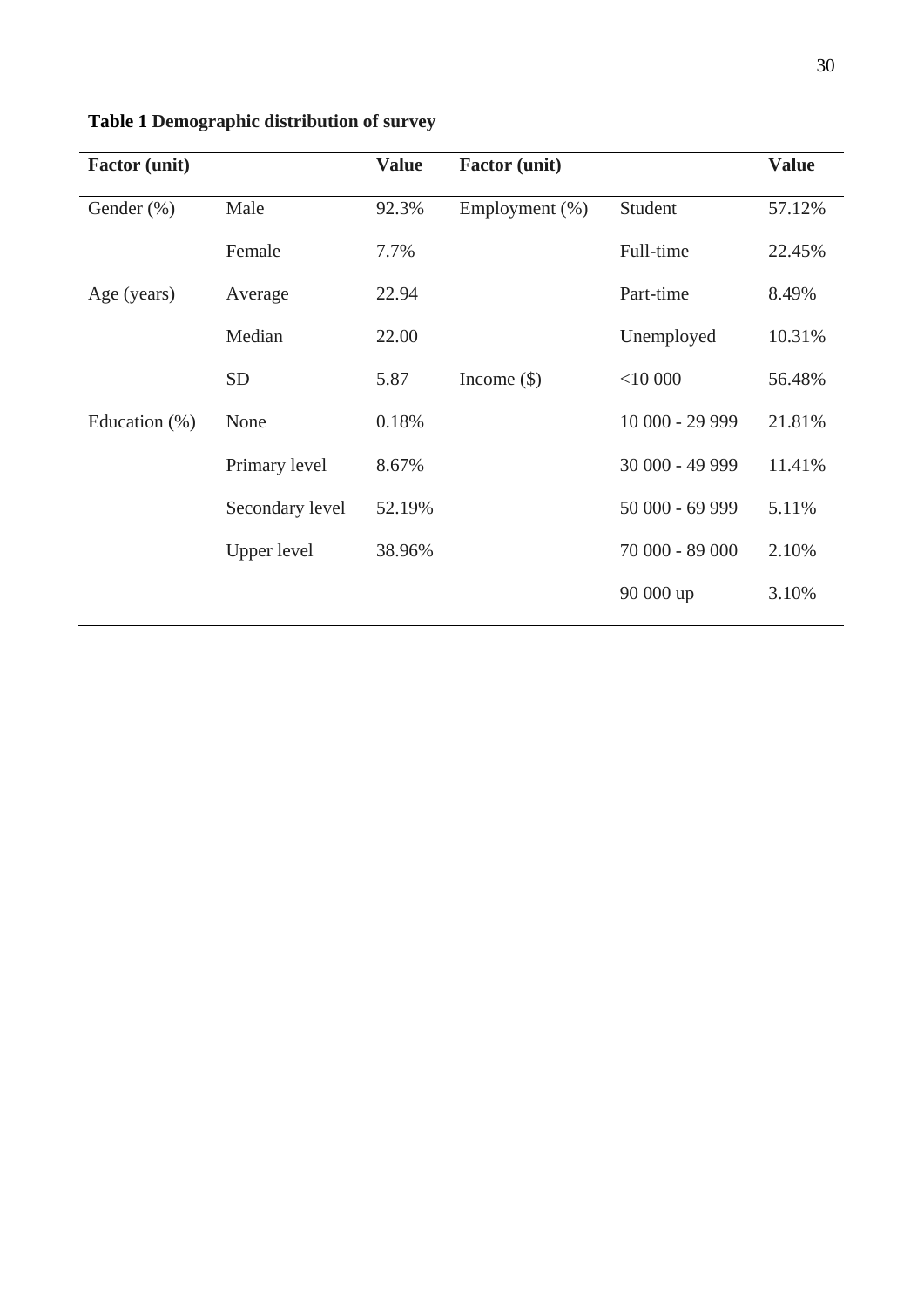**Table 1 Demographic distribution of survey**

| Factor (unit) | | Value | Factor (unit) | | Value |
|---|---|---|---|---|---|
| Gender (%) | Male | 92.3% | Employment (%) | Student | 57.12% |
| | Female | 7.7% | | Full-time | 22.45% |
| Age (years) | Average | 22.94 | | Part-time | 8.49% |
| | Median | 22.00 | | Unemployed | 10.31% |
| | SD | 5.87 | Income ($) | <10 000 | 56.48% |
| Education (%) | None | 0.18% | | 10 000 - 29 999 | 21.81% |
| | Primary level | 8.67% | | 30 000 - 49 999 | 11.41% |
| | Secondary level | 52.19% | | 50 000 - 69 999 | 5.11% |
| | Upper level | 38.96% | | 70 000 - 89 000 | 2.10% |
| | | | | 90 000 up | 3.10% |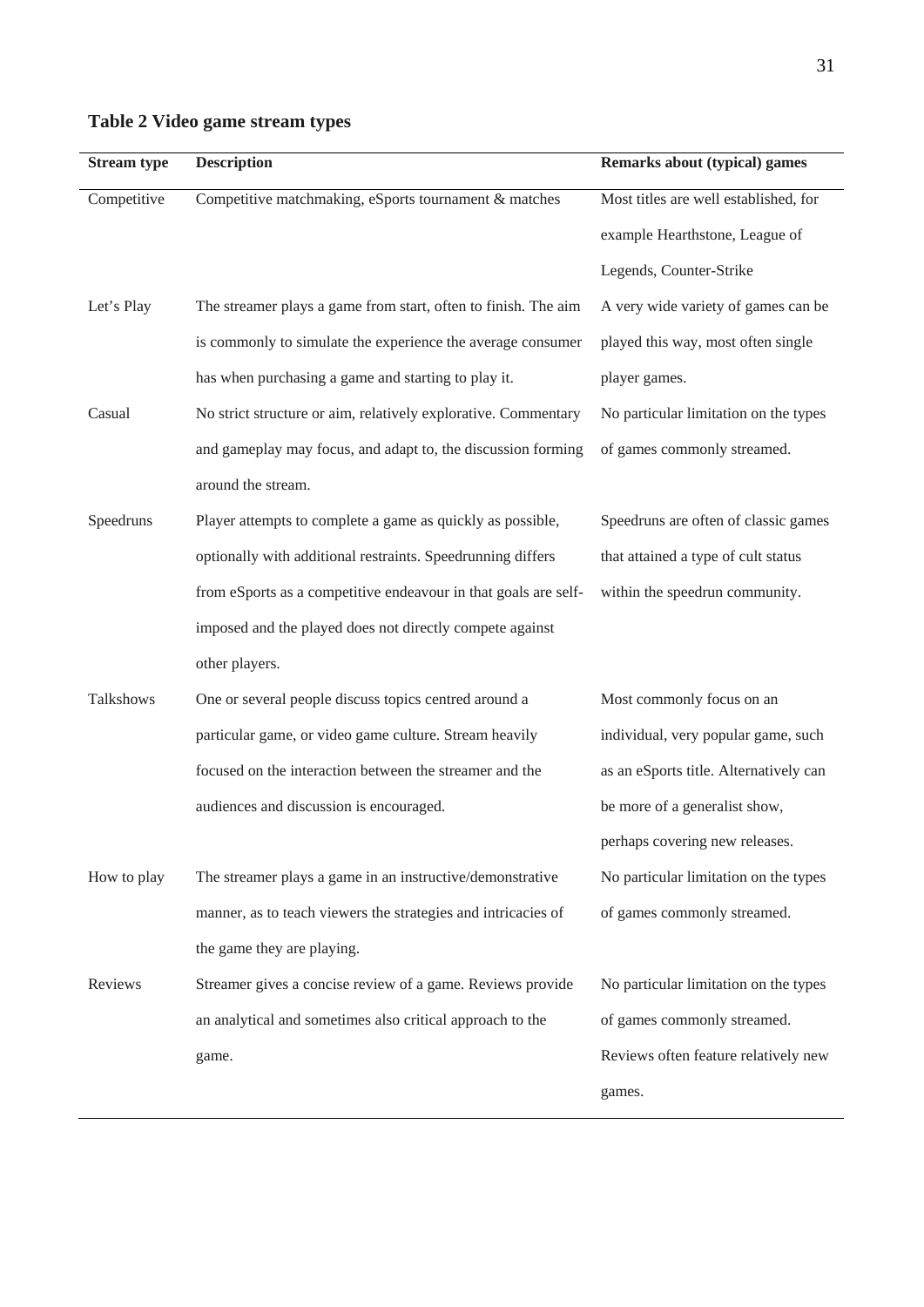**Table 2 Video game stream types**

| Stream type | Description | Remarks about (typical) games |
| --- | --- | --- |
| Competitive | Competitive matchmaking, eSports tournament & matches | Most titles are well established, for example Hearthstone, League of Legends, Counter-Strike |
| Let's Play | The streamer plays a game from start, often to finish. The aim is commonly to simulate the experience the average consumer has when purchasing a game and starting to play it. | A very wide variety of games can be played this way, most often single player games. |
| Casual | No strict structure or aim, relatively explorative. Commentary and gameplay may focus, and adapt to, the discussion forming around the stream. | No particular limitation on the types of games commonly streamed. |
| Speedruns | Player attempts to complete a game as quickly as possible, optionally with additional restraints. Speedrunning differs from eSports as a competitive endeavour in that goals are self-imposed and the played does not directly compete against other players. | Speedruns are often of classic games that attained a type of cult status within the speedrun community. |
| Talkshows | One or several people discuss topics centred around a particular game, or video game culture. Stream heavily focused on the interaction between the streamer and the audiences and discussion is encouraged. | Most commonly focus on an individual, very popular game, such as an eSports title. Alternatively can be more of a generalist show, perhaps covering new releases. |
| How to play | The streamer plays a game in an instructive/demonstrative manner, as to teach viewers the strategies and intricacies of the game they are playing. | No particular limitation on the types of games commonly streamed. |
| Reviews | Streamer gives a concise review of a game. Reviews provide an analytical and sometimes also critical approach to the game. | No particular limitation on the types of games commonly streamed. Reviews often feature relatively new games. |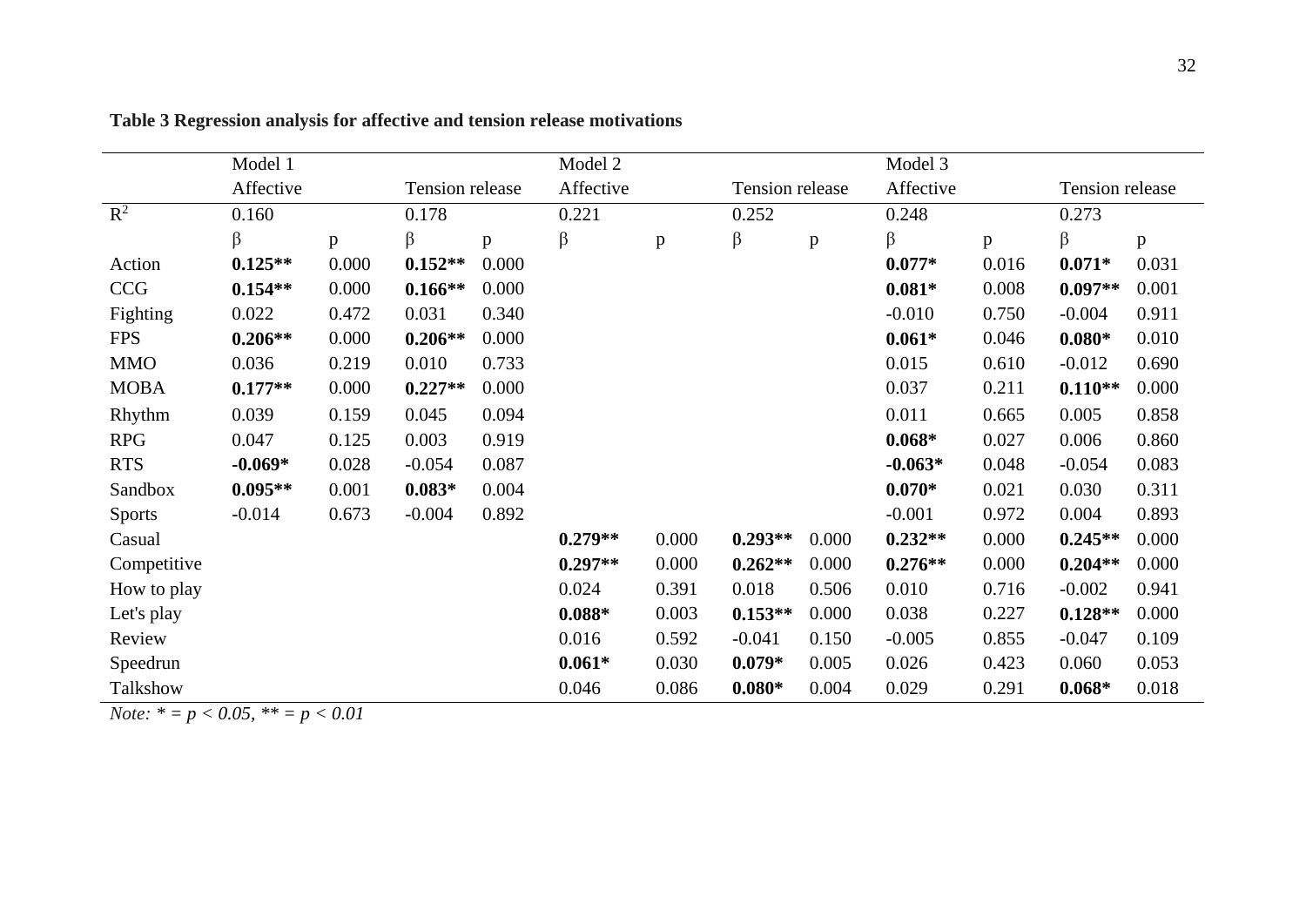**Table 3 Regression analysis for affective and tension release motivations**

| | Model 1 | | | | Model 2 | | | | Model 3 | | | |
|---|---|---|---|---|---|---|---|---|---|---|---|---|
| | Affective | | Tension release | | Affective | | Tension release | | Affective | | Tension release | |
| $R^2$ | 0.160 | | 0.178 | | 0.221 | | 0.252 | | 0.248 | | 0.273 | |
| | β | p | β | p | β | p | β | p | β | p | β | p |
| Action | **0.125**\*\* | 0.000 | **0.152**\*\* | 0.000 | | | | | **0.077**\* | 0.016 | **0.071**\* | 0.031 |
| CCG | **0.154**\*\* | 0.000 | **0.166**\*\* | 0.000 | | | | | **0.081**\* | 0.008 | **0.097**\*\* | 0.001 |
| Fighting | 0.022 | 0.472 | 0.031 | 0.340 | | | | | -0.010 | 0.750 | -0.004 | 0.911 |
| FPS | **0.206**\*\* | 0.000 | **0.206**\*\* | 0.000 | | | | | **0.061**\* | 0.046 | **0.080**\* | 0.010 |
| MMO | 0.036 | 0.219 | 0.010 | 0.733 | | | | | 0.015 | 0.610 | -0.012 | 0.690 |
| MOBA | **0.177**\*\* | 0.000 | **0.227**\*\* | 0.000 | | | | | 0.037 | 0.211 | **0.110**\*\* | 0.000 |
| Rhythm | 0.039 | 0.159 | 0.045 | 0.094 | | | | | 0.011 | 0.665 | 0.005 | 0.858 |
| RPG | 0.047 | 0.125 | 0.003 | 0.919 | | | | | **0.068**\* | 0.027 | 0.006 | 0.860 |
| RTS | **-0.069**\* | 0.028 | -0.054 | 0.087 | | | | | **-0.063**\* | 0.048 | -0.054 | 0.083 |
| Sandbox | **0.095**\*\* | 0.001 | **0.083**\* | 0.004 | | | | | **0.070**\* | 0.021 | 0.030 | 0.311 |
| Sports | -0.014 | 0.673 | -0.004 | 0.892 | | | | | -0.001 | 0.972 | 0.004 | 0.893 |
| Casual | | | | | **0.279**\*\* | 0.000 | **0.293**\*\* | 0.000 | **0.232**\*\* | 0.000 | **0.245**\*\* | 0.000 |
| Competitive | | | | | **0.297**\*\* | 0.000 | **0.262**\*\* | 0.000 | **0.276**\*\* | 0.000 | **0.204**\*\* | 0.000 |
| How to play | | | | | 0.024 | 0.391 | 0.018 | 0.506 | 0.010 | 0.716 | -0.002 | 0.941 |
| Let's play | | | | | **0.088**\* | 0.003 | **0.153**\*\* | 0.000 | 0.038 | 0.227 | **0.128**\*\* | 0.000 |
| Review | | | | | 0.016 | 0.592 | -0.041 | 0.150 | -0.005 | 0.855 | -0.047 | 0.109 |
| Speedrun | | | | | **0.061**\* | 0.030 | **0.079**\* | 0.005 | 0.026 | 0.423 | 0.060 | 0.053 |
| Talkshow | | | | | 0.046 | 0.086 | **0.080**\* | 0.004 | 0.029 | 0.291 | **0.068**\* | 0.018 |

*Note:* * = $p < 0.05$, ** = $p < 0.01$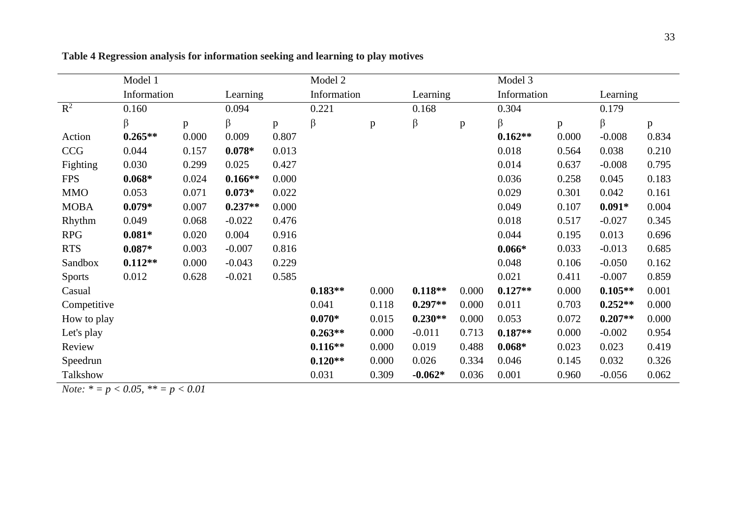**Table 4 Regression analysis for information seeking and learning to play motives**

| | Model 1 | | | | Model 2 | | | | Model 3 | | | |
|---|---|---|---|---|---|---|---|---|---|---|---|---|
| | Information | | Learning | | Information | | Learning | | Information | | Learning | |
| $R^2$ | 0.160 | | 0.094 | | 0.221 | | 0.168 | | 0.304 | | 0.179 | |
| | β | p | β | p | β | p | β | p | β | p | β | p |
| Action | **0.265**** | 0.000 | 0.009 | 0.807 | | | | | **0.162**** | 0.000 | -0.008 | 0.834 |
| CCG | 0.044 | 0.157 | **0.078*** | 0.013 | | | | | 0.018 | 0.564 | 0.038 | 0.210 |
| Fighting | 0.030 | 0.299 | 0.025 | 0.427 | | | | | 0.014 | 0.637 | -0.008 | 0.795 |
| FPS | **0.068*** | 0.024 | **0.166**** | 0.000 | | | | | 0.036 | 0.258 | 0.045 | 0.183 |
| MMO | 0.053 | 0.071 | **0.073*** | 0.022 | | | | | 0.029 | 0.301 | 0.042 | 0.161 |
| MOBA | **0.079*** | 0.007 | **0.237**** | 0.000 | | | | | 0.049 | 0.107 | **0.091*** | 0.004 |
| Rhythm | 0.049 | 0.068 | -0.022 | 0.476 | | | | | 0.018 | 0.517 | -0.027 | 0.345 |
| RPG | **0.081*** | 0.020 | 0.004 | 0.916 | | | | | 0.044 | 0.195 | 0.013 | 0.696 |
| RTS | **0.087*** | 0.003 | -0.007 | 0.816 | | | | | **0.066*** | 0.033 | -0.013 | 0.685 |
| Sandbox | **0.112**** | 0.000 | -0.043 | 0.229 | | | | | 0.048 | 0.106 | -0.050 | 0.162 |
| Sports | 0.012 | 0.628 | -0.021 | 0.585 | | | | | 0.021 | 0.411 | -0.007 | 0.859 |
| Casual | | | | | **0.183**** | 0.000 | **0.118**** | 0.000 | **0.127**** | 0.000 | **0.105**** | 0.001 |
| Competitive | | | | | 0.041 | 0.118 | **0.297**** | 0.000 | 0.011 | 0.703 | **0.252**** | 0.000 |
| How to play | | | | | **0.070*** | 0.015 | **0.230**** | 0.000 | 0.053 | 0.072 | **0.207**** | 0.000 |
| Let's play | | | | | **0.263**** | 0.000 | -0.011 | 0.713 | **0.187**** | 0.000 | -0.002 | 0.954 |
| Review | | | | | **0.116**** | 0.000 | 0.019 | 0.488 | **0.068*** | 0.023 | 0.023 | 0.419 |
| Speedrun | | | | | **0.120**** | 0.000 | 0.026 | 0.334 | 0.046 | 0.145 | 0.032 | 0.326 |
| Talkshow | | | | | 0.031 | 0.309 | **-0.062*** | 0.036 | 0.001 | 0.960 | -0.056 | 0.062 |

*Note:* * = $p < 0.05$, ** = $p < 0.01$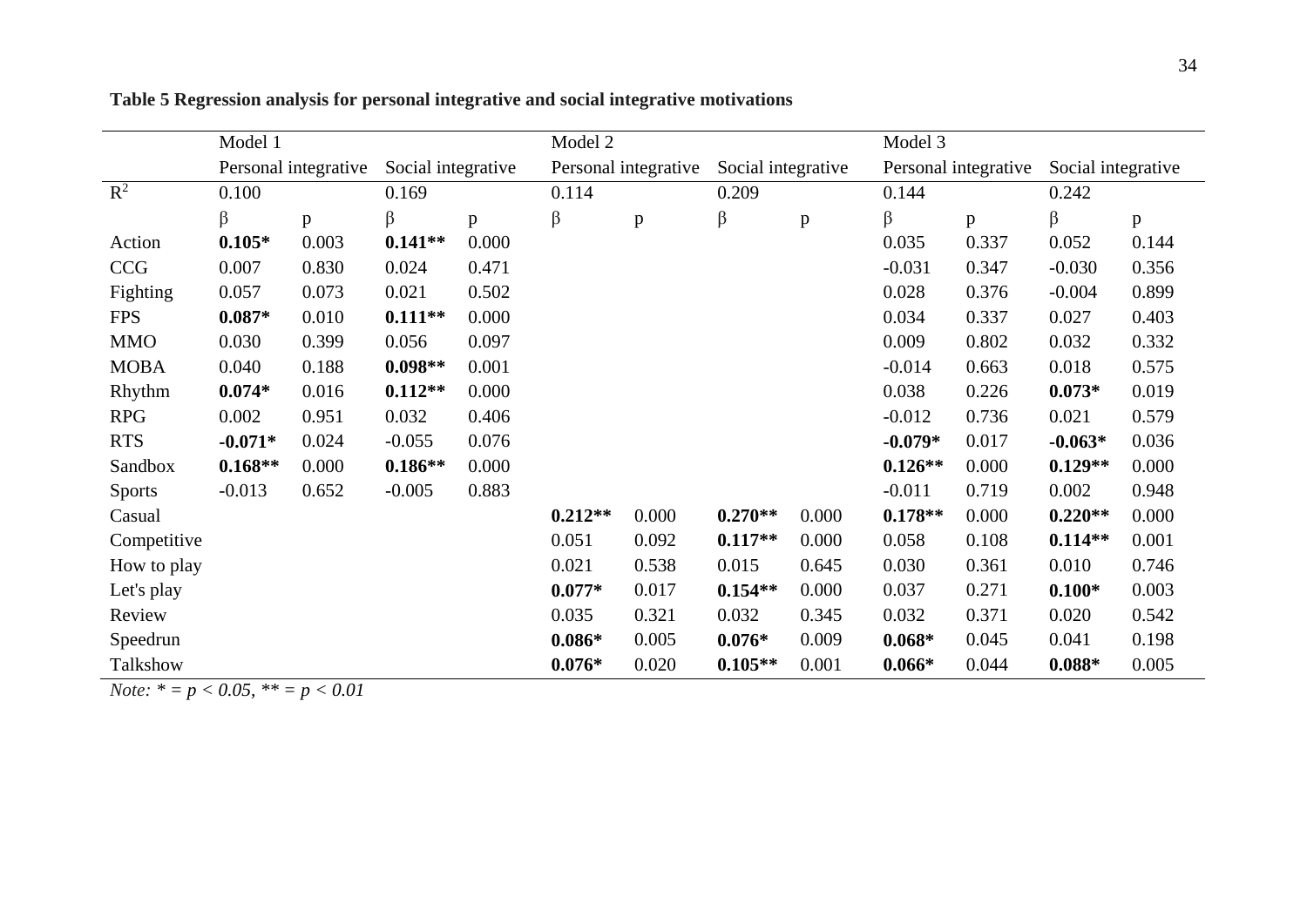**Table 5 Regression analysis for personal integrative and social integrative motivations**

| | Model 1 | | | | Model 2 | | | | Model 3 | | | |
|---|---|---|---|---|---|---|---|---|---|---|---|---|
| | Personal integrative | | Social integrative | | Personal integrative | | Social integrative | | Personal integrative | | Social integrative | |
| $R^2$ | 0.100 | | 0.169 | | 0.114 | | 0.209 | | 0.144 | | 0.242 | |
| | β | p | β | p | β | p | β | p | β | p | β | p |
| Action | **0.105*** | 0.003 | **0.141**** | 0.000 | | | | | 0.035 | 0.337 | 0.052 | 0.144 |
| CCG | 0.007 | 0.830 | 0.024 | 0.471 | | | | | -0.031 | 0.347 | -0.030 | 0.356 |
| Fighting | 0.057 | 0.073 | 0.021 | 0.502 | | | | | 0.028 | 0.376 | -0.004 | 0.899 |
| FPS | **0.087*** | 0.010 | **0.111**** | 0.000 | | | | | 0.034 | 0.337 | 0.027 | 0.403 |
| MMO | 0.030 | 0.399 | 0.056 | 0.097 | | | | | 0.009 | 0.802 | 0.032 | 0.332 |
| MOBA | 0.040 | 0.188 | **0.098**** | 0.001 | | | | | -0.014 | 0.663 | 0.018 | 0.575 |
| Rhythm | **0.074*** | 0.016 | **0.112**** | 0.000 | | | | | 0.038 | 0.226 | **0.073*** | 0.019 |
| RPG | 0.002 | 0.951 | 0.032 | 0.406 | | | | | -0.012 | 0.736 | 0.021 | 0.579 |
| RTS | **-0.071*** | 0.024 | -0.055 | 0.076 | | | | | **-0.079*** | 0.017 | **-0.063*** | 0.036 |
| Sandbox | **0.168**** | 0.000 | **0.186**** | 0.000 | | | | | **0.126**** | 0.000 | **0.129**** | 0.000 |
| Sports | -0.013 | 0.652 | -0.005 | 0.883 | | | | | -0.011 | 0.719 | 0.002 | 0.948 |
| Casual | | | | | **0.212**** | 0.000 | **0.270**** | 0.000 | **0.178**** | 0.000 | **0.220**** | 0.000 |
| Competitive | | | | | 0.051 | 0.092 | **0.117**** | 0.000 | 0.058 | 0.108 | **0.114**** | 0.001 |
| How to play | | | | | 0.021 | 0.538 | 0.015 | 0.645 | 0.030 | 0.361 | 0.010 | 0.746 |
| Let's play | | | | | **0.077*** | 0.017 | **0.154**** | 0.000 | 0.037 | 0.271 | **0.100*** | 0.003 |
| Review | | | | | 0.035 | 0.321 | 0.032 | 0.345 | 0.032 | 0.371 | 0.020 | 0.542 |
| Speedrun | | | | | **0.086*** | 0.005 | **0.076*** | 0.009 | **0.068*** | 0.045 | 0.041 | 0.198 |
| Talkshow | | | | | **0.076*** | 0.020 | **0.105**** | 0.001 | **0.066*** | 0.044 | **0.088*** | 0.005 |

*Note:* * = $p < 0.05$, ** = $p < 0.01$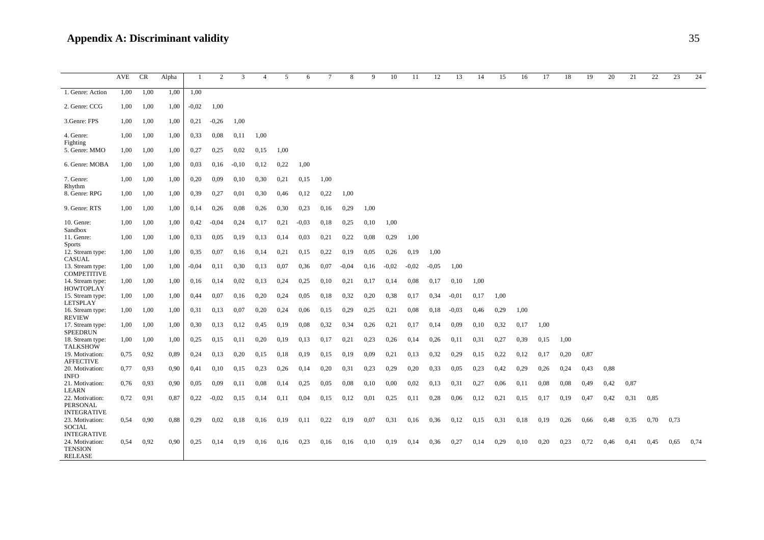# Appendix A: Discriminant validity

| | AVE | CR | Alpha | 1 | 2 | 3 | 4 | 5 | 6 | 7 | 8 | 9 | 10 | 11 | 12 | 13 | 14 | 15 | 16 | 17 | 18 | 19 | 20 | 21 | 22 | 23 | 24 |
|---|---|---|---|---|---|---|---|---|---|---|---|---|---|---|---|---|---|---|---|---|---|---|---|---|---|---|---|
| 1. Genre: Action | 1,00 | 1,00 | 1,00 | 1,00 | | | | | | | | | | | | | | | | | | | | | | | |
| 2. Genre: CCG | 1,00 | 1,00 | 1,00 | -0,02 | 1,00 | | | | | | | | | | | | | | | | | | | | | | |
| 3.Genre: FPS | 1,00 | 1,00 | 1,00 | 0,21 | -0,26 | 1,00 | | | | | | | | | | | | | | | | | | | | | |
| 4. Genre: Fighting | 1,00 | 1,00 | 1,00 | 0,33 | 0,08 | 0,11 | 1,00 | | | | | | | | | | | | | | | | | | | | |
| 5. Genre: MMO | 1,00 | 1,00 | 1,00 | 0,27 | 0,25 | 0,02 | 0,15 | 1,00 | | | | | | | | | | | | | | | | | | | |
| 6. Genre: MOBA | 1,00 | 1,00 | 1,00 | 0,03 | 0,16 | -0,10 | 0,12 | 0,22 | 1,00 | | | | | | | | | | | | | | | | | | |
| 7. Genre: Rhythm | 1,00 | 1,00 | 1,00 | 0,20 | 0,09 | 0,10 | 0,30 | 0,21 | 0,15 | 1,00 | | | | | | | | | | | | | | | | | |
| 8. Genre: RPG | 1,00 | 1,00 | 1,00 | 0,39 | 0,27 | 0,01 | 0,30 | 0,46 | 0,12 | 0,22 | 1,00 | | | | | | | | | | | | | | | | |
| 9. Genre: RTS | 1,00 | 1,00 | 1,00 | 0,14 | 0,26 | 0,08 | 0,26 | 0,30 | 0,23 | 0,16 | 0,29 | 1,00 | | | | | | | | | | | | | | | |
| 10. Genre: Sandbox | 1,00 | 1,00 | 1,00 | 0,42 | -0,04 | 0,24 | 0,17 | 0,21 | -0,03 | 0,18 | 0,25 | 0,10 | 1,00 | | | | | | | | | | | | | | |
| 11. Genre: Sports | 1,00 | 1,00 | 1,00 | 0,33 | 0,05 | 0,19 | 0,13 | 0,14 | 0,03 | 0,21 | 0,22 | 0,08 | 0,29 | 1,00 | | | | | | | | | | | | | |
| 12. Stream type: CASUAL | 1,00 | 1,00 | 1,00 | 0,35 | 0,07 | 0,16 | 0,14 | 0,21 | 0,15 | 0,22 | 0,19 | 0,05 | 0,26 | 0,19 | 1,00 | | | | | | | | | | | | |
| 13. Stream type: COMPETITIVE | 1,00 | 1,00 | 1,00 | -0,04 | 0,11 | 0,30 | 0,13 | 0,07 | 0,36 | 0,07 | -0,04 | 0,16 | -0,02 | -0,02 | -0,05 | 1,00 | | | | | | | | | | | |
| 14. Stream type: HOWTOPLAY | 1,00 | 1,00 | 1,00 | 0,16 | 0,14 | 0,02 | 0,13 | 0,24 | 0,25 | 0,10 | 0,21 | 0,17 | 0,14 | 0,08 | 0,17 | 0,10 | 1,00 | | | | | | | | | | |
| 15. Stream type: LETSPLAY | 1,00 | 1,00 | 1,00 | 0,44 | 0,07 | 0,16 | 0,20 | 0,24 | 0,05 | 0,18 | 0,32 | 0,20 | 0,38 | 0,17 | 0,34 | -0,01 | 0,17 | 1,00 | | | | | | | | | |
| 16. Stream type: REVIEW | 1,00 | 1,00 | 1,00 | 0,31 | 0,13 | 0,07 | 0,20 | 0,24 | 0,06 | 0,15 | 0,29 | 0,25 | 0,21 | 0,08 | 0,18 | -0,03 | 0,46 | 0,29 | 1,00 | | | | | | | | |
| 17. Stream type: SPEEDRUN | 1,00 | 1,00 | 1,00 | 0,30 | 0,13 | 0,12 | 0,45 | 0,19 | 0,08 | 0,32 | 0,34 | 0,26 | 0,21 | 0,17 | 0,14 | 0,09 | 0,10 | 0,32 | 0,17 | 1,00 | | | | | | | |
| 18. Stream type: TALKSHOW | 1,00 | 1,00 | 1,00 | 0,25 | 0,15 | 0,11 | 0,20 | 0,19 | 0,13 | 0,17 | 0,21 | 0,23 | 0,26 | 0,14 | 0,26 | 0,11 | 0,31 | 0,27 | 0,39 | 0,15 | 1,00 | | | | | | |
| 19. Motivation: AFFECTIVE | 0,75 | 0,92 | 0,89 | 0,24 | 0,13 | 0,20 | 0,15 | 0,18 | 0,19 | 0,15 | 0,19 | 0,09 | 0,21 | 0,13 | 0,32 | 0,29 | 0,15 | 0,22 | 0,12 | 0,17 | 0,20 | 0,87 | | | | | |
| 20. Motivation: INFO | 0,77 | 0,93 | 0,90 | 0,41 | 0,10 | 0,15 | 0,23 | 0,26 | 0,14 | 0,20 | 0,31 | 0,23 | 0,29 | 0,20 | 0,33 | 0,05 | 0,23 | 0,42 | 0,29 | 0,26 | 0,24 | 0,43 | 0,88 | | | | |
| 21. Motivation: LEARN | 0,76 | 0,93 | 0,90 | 0,05 | 0,09 | 0,11 | 0,08 | 0,14 | 0,25 | 0,05 | 0,08 | 0,10 | 0,00 | 0,02 | 0,13 | 0,31 | 0,27 | 0,06 | 0,11 | 0,08 | 0,08 | 0,49 | 0,42 | 0,87 | | | |
| 22. Motivation: PERSONAL INTEGRATIVE | 0,72 | 0,91 | 0,87 | 0,22 | -0,02 | 0,15 | 0,14 | 0,11 | 0,04 | 0,15 | 0,12 | 0,01 | 0,25 | 0,11 | 0,28 | 0,06 | 0,12 | 0,21 | 0,15 | 0,17 | 0,19 | 0,47 | 0,42 | 0,31 | 0,85 | | |
| 23. Motivation: SOCIAL INTEGRATIVE | 0,54 | 0,90 | 0,88 | 0,29 | 0,02 | 0,18 | 0,16 | 0,19 | 0,11 | 0,22 | 0,19 | 0,07 | 0,31 | 0,16 | 0,36 | 0,12 | 0,15 | 0,31 | 0,18 | 0,19 | 0,26 | 0,66 | 0,48 | 0,35 | 0,70 | 0,73 | |
| 24. Motivation: TENSION RELEASE | 0,54 | 0,92 | 0,90 | 0,25 | 0,14 | 0,19 | 0,16 | 0,16 | 0,23 | 0,16 | 0,16 | 0,10 | 0,19 | 0,14 | 0,36 | 0,27 | 0,14 | 0,29 | 0,10 | 0,20 | 0,23 | 0,72 | 0,46 | 0,41 | 0,45 | 0,65 | 0,74 |